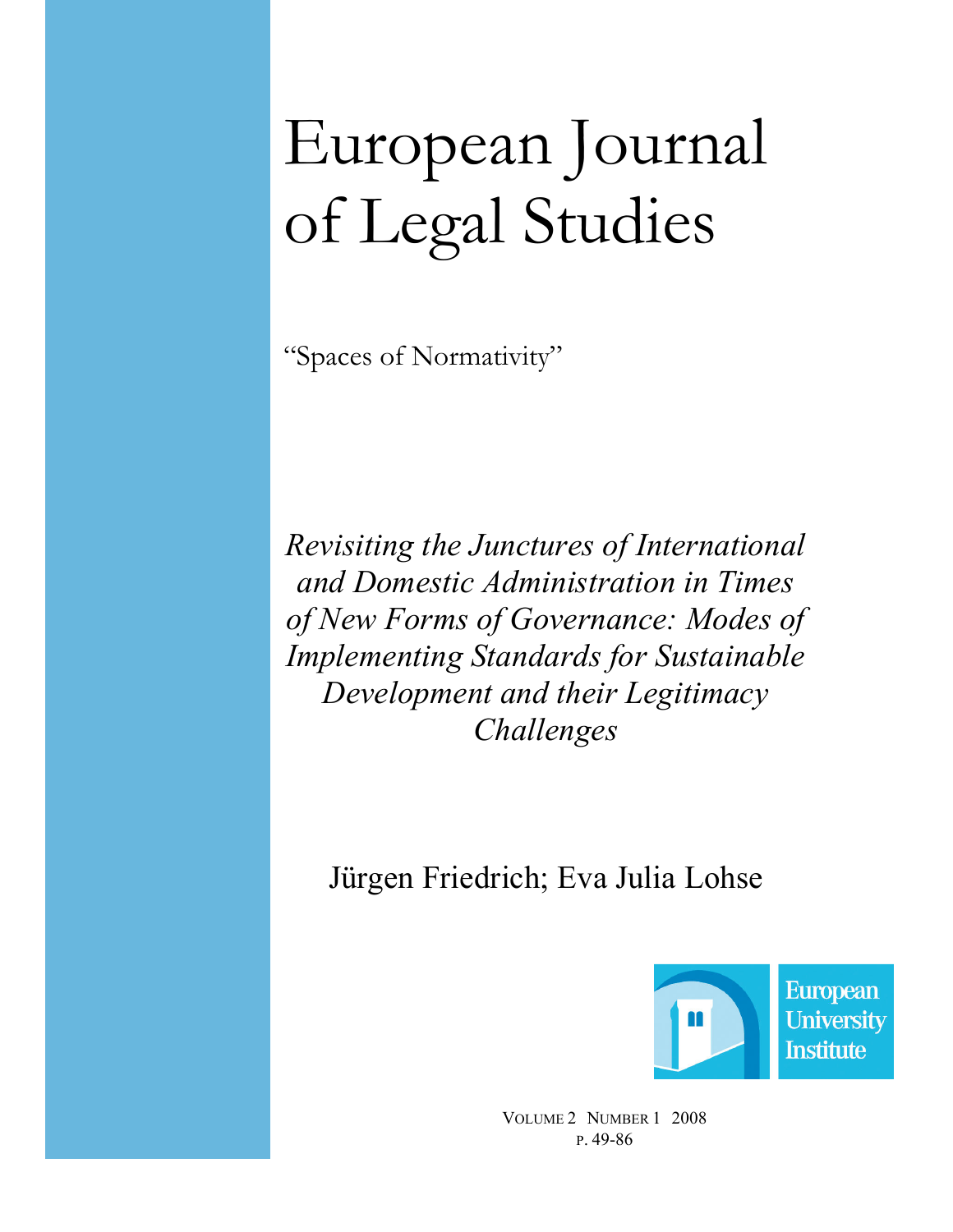# European Journal of Legal Studies

"Spaces of Normativity"

*Revisiting the Junctures of International and Domestic Administration in Times of New Forms of Governance: Modes of Implementing Standards for Sustainable Development and their Legitimacy Challenges*

Jürgen Friedrich; Eva Julia Lohse

European University Institute

VOLUME 2 NUMBER 1 2008

P. 49-86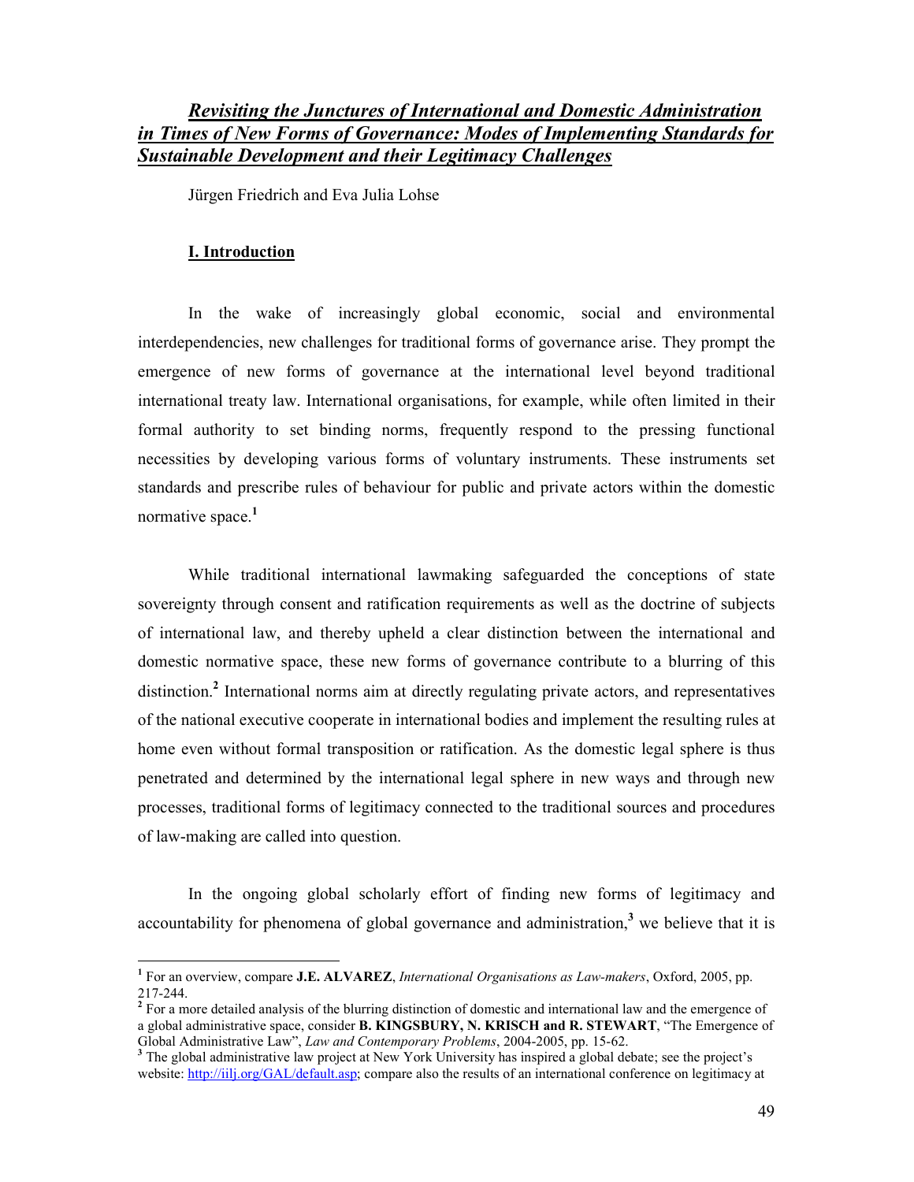# *Revisiting the Junctures of International and Domestic Administration in Times of New Forms of Governance: Modes of Implementing Standards for Sustainable Development and their Legitimacy Challenges*

Jürgen Friedrich and Eva Julia Lohse

## I. Introduction

In the wake of increasingly global economic, social and environmental interdependencies, new challenges for traditional forms of governance arise. They prompt the emergence of new forms of governance at the international level beyond traditional international treaty law. International organisations, for example, while often limited in their formal authority to set binding norms, frequently respond to the pressing functional necessities by developing various forms of voluntary instruments. These instruments set standards and prescribe rules of behaviour for public and private actors within the domestic normative space.[1]

While traditional international lawmaking safeguarded the conceptions of state sovereignty through consent and ratification requirements as well as the doctrine of subjects of international law, and thereby upheld a clear distinction between the international and domestic normative space, these new forms of governance contribute to a blurring of this distinction.[2] International norms aim at directly regulating private actors, and representatives of the national executive cooperate in international bodies and implement the resulting rules at home even without formal transposition or ratification. As the domestic legal sphere is thus penetrated and determined by the international legal sphere in new ways and through new processes, traditional forms of legitimacy connected to the traditional sources and procedures of law-making are called into question.

In the ongoing global scholarly effort of finding new forms of legitimacy and accountability for phenomena of global governance and administration,[3] we believe that it is

---

[1] For an overview, compare **J.E. ALVAREZ**, *International Organisations as Law-makers*, Oxford, 2005, pp. 217-244.

[2] For a more detailed analysis of the blurring distinction of domestic and international law and the emergence of a global administrative space, consider **B. KINGSBURY, N. KRISCH and R. STEWART**, "The Emergence of Global Administrative Law", *Law and Contemporary Problems*, 2004-2005, pp. 15-62.

[3] The global administrative law project at New York University has inspired a global debate; see the project's website: http://iilj.org/GAL/default.asp; compare also the results of an international conference on legitimacy at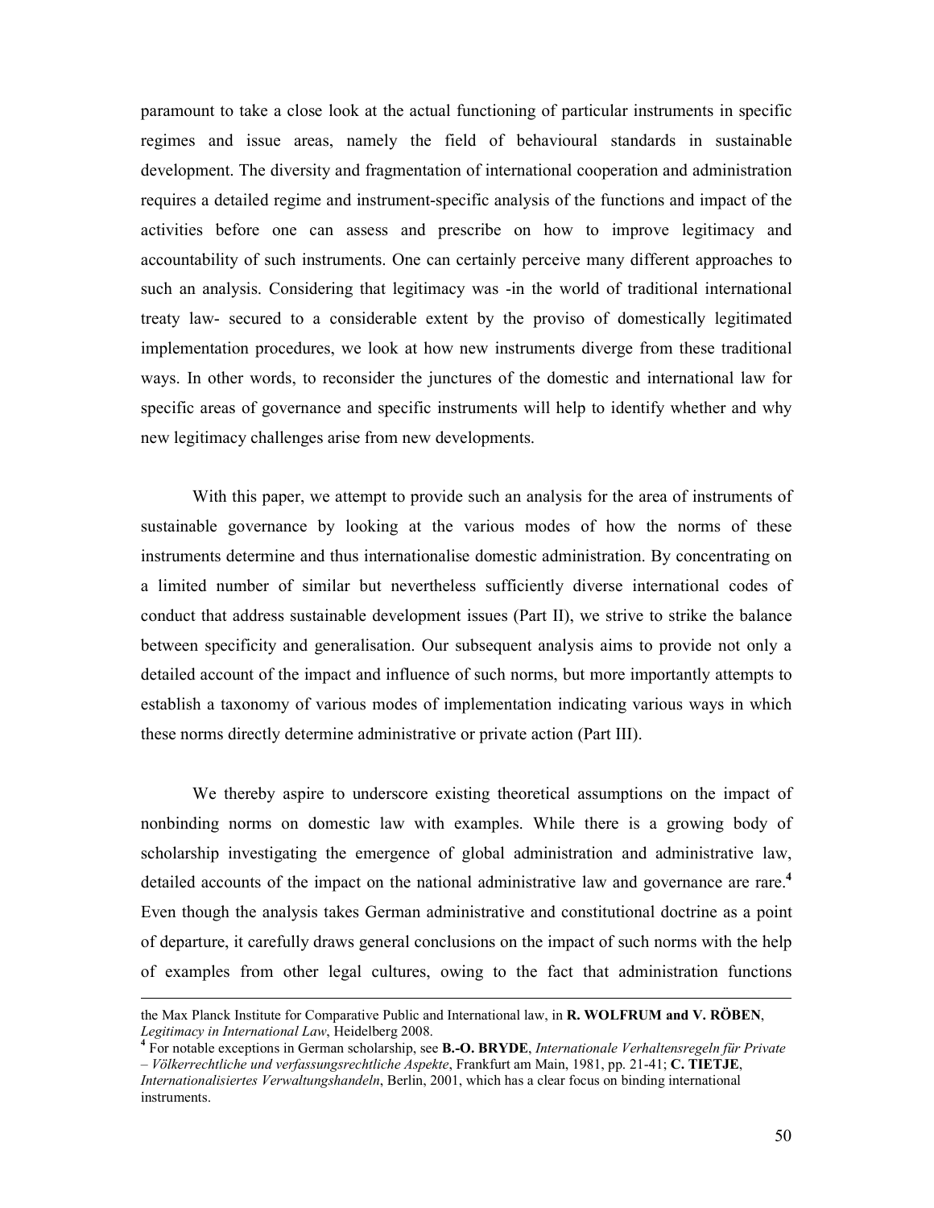paramount to take a close look at the actual functioning of particular instruments in specific regimes and issue areas, namely the field of behavioural standards in sustainable development. The diversity and fragmentation of international cooperation and administration requires a detailed regime and instrument-specific analysis of the functions and impact of the activities before one can assess and prescribe on how to improve legitimacy and accountability of such instruments. One can certainly perceive many different approaches to such an analysis. Considering that legitimacy was -in the world of traditional international treaty law- secured to a considerable extent by the proviso of domestically legitimated implementation procedures, we look at how new instruments diverge from these traditional ways. In other words, to reconsider the junctures of the domestic and international law for specific areas of governance and specific instruments will help to identify whether and why new legitimacy challenges arise from new developments.

With this paper, we attempt to provide such an analysis for the area of instruments of sustainable governance by looking at the various modes of how the norms of these instruments determine and thus internationalise domestic administration. By concentrating on a limited number of similar but nevertheless sufficiently diverse international codes of conduct that address sustainable development issues (Part II), we strive to strike the balance between specificity and generalisation. Our subsequent analysis aims to provide not only a detailed account of the impact and influence of such norms, but more importantly attempts to establish a taxonomy of various modes of implementation indicating various ways in which these norms directly determine administrative or private action (Part III).

We thereby aspire to underscore existing theoretical assumptions on the impact of nonbinding norms on domestic law with examples. While there is a growing body of scholarship investigating the emergence of global administration and administrative law, detailed accounts of the impact on the national administrative law and governance are rare.[4] Even though the analysis takes German administrative and constitutional doctrine as a point of departure, it carefully draws general conclusions on the impact of such norms with the help of examples from other legal cultures, owing to the fact that administration functions

---

the Max Planck Institute for Comparative Public and International law, in **R. WOLFRUM and V. RÖBEN**, *Legitimacy in International Law*, Heidelberg 2008.

[4] For notable exceptions in German scholarship, see **B.-O. BRYDE**, *Internationale Verhaltensregeln für Private – Völkerrechtliche und verfassungsrechtliche Aspekte*, Frankfurt am Main, 1981, pp. 21-41; **C. TIETJE**, *Internationalisiertes Verwaltungshandeln*, Berlin, 2001, which has a clear focus on binding international instruments.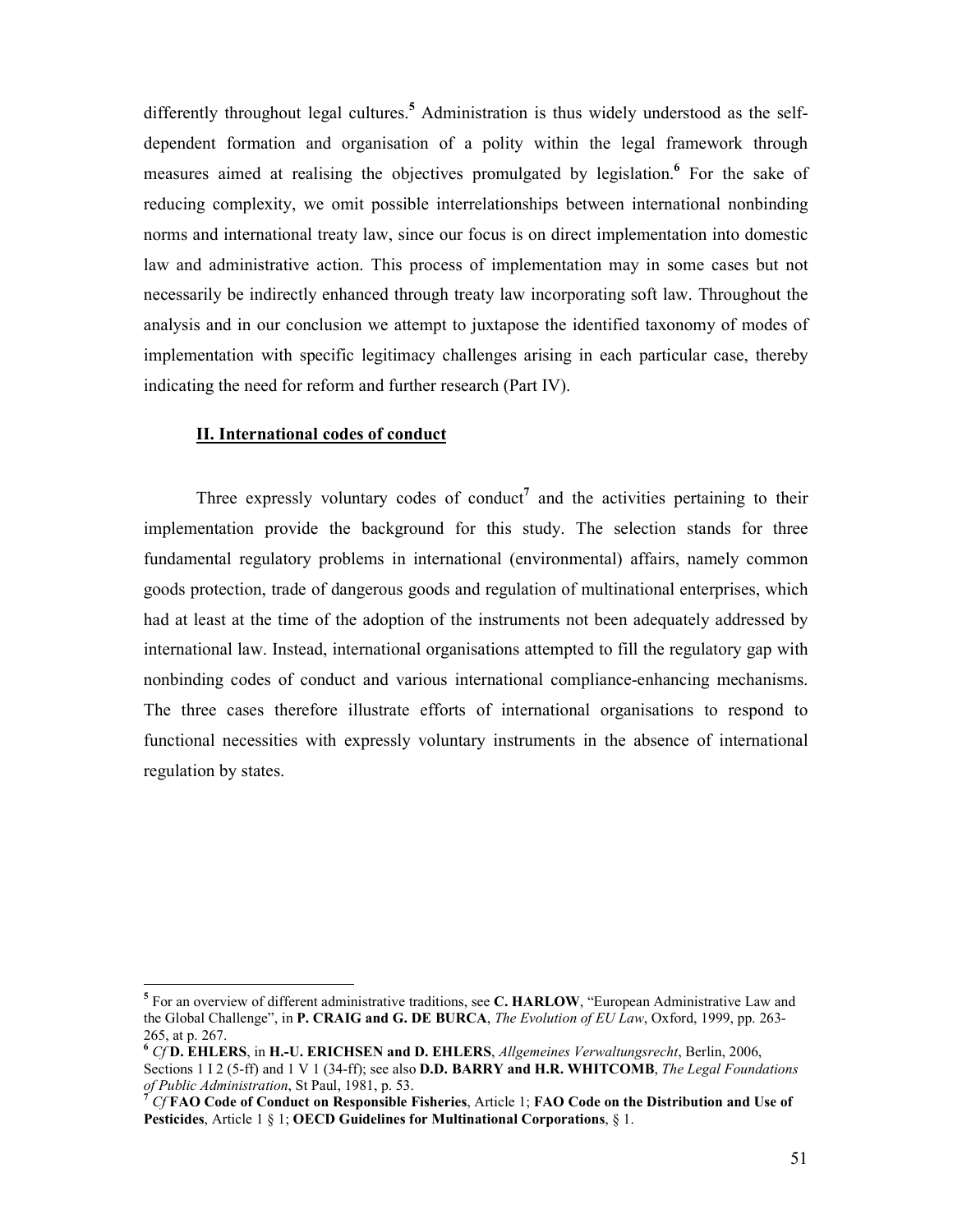differently throughout legal cultures.[5] Administration is thus widely understood as the self-dependent formation and organisation of a polity within the legal framework through measures aimed at realising the objectives promulgated by legislation.[6] For the sake of reducing complexity, we omit possible interrelationships between international nonbinding norms and international treaty law, since our focus is on direct implementation into domestic law and administrative action. This process of implementation may in some cases but not necessarily be indirectly enhanced through treaty law incorporating soft law. Throughout the analysis and in our conclusion we attempt to juxtapose the identified taxonomy of modes of implementation with specific legitimacy challenges arising in each particular case, thereby indicating the need for reform and further research (Part IV).

## II. International codes of conduct

Three expressly voluntary codes of conduct[7] and the activities pertaining to their implementation provide the background for this study. The selection stands for three fundamental regulatory problems in international (environmental) affairs, namely common goods protection, trade of dangerous goods and regulation of multinational enterprises, which had at least at the time of the adoption of the instruments not been adequately addressed by international law. Instead, international organisations attempted to fill the regulatory gap with nonbinding codes of conduct and various international compliance-enhancing mechanisms. The three cases therefore illustrate efforts of international organisations to respond to functional necessities with expressly voluntary instruments in the absence of international regulation by states.

---

[5] For an overview of different administrative traditions, see **C. HARLOW**, "European Administrative Law and the Global Challenge", in **P. CRAIG and G. DE BURCA**, *The Evolution of EU Law*, Oxford, 1999, pp. 263-265, at p. 267.

[6] *Cf* **D. EHLERS**, in **H.-U. ERICHSEN and D. EHLERS**, *Allgemeines Verwaltungsrecht*, Berlin, 2006, Sections 1 I 2 (5-ff) and 1 V 1 (34-ff); see also **D.D. BARRY and H.R. WHITCOMB**, *The Legal Foundations of Public Administration*, St Paul, 1981, p. 53.

[7] *Cf* **FAO Code of Conduct on Responsible Fisheries**, Article 1; **FAO Code on the Distribution and Use of Pesticides**, Article 1 § 1; **OECD Guidelines for Multinational Corporations**, § 1.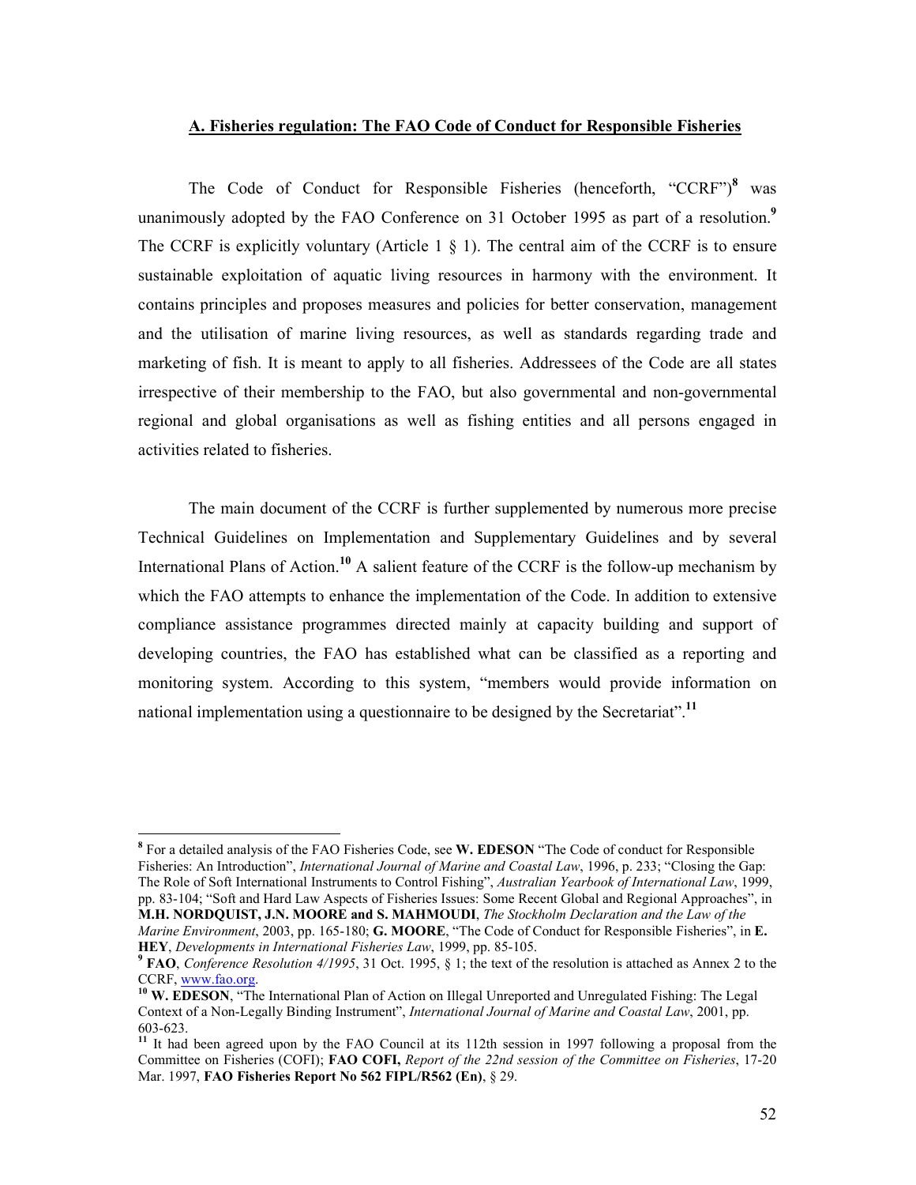## A. Fisheries regulation: The FAO Code of Conduct for Responsible Fisheries

The Code of Conduct for Responsible Fisheries (henceforth, "CCRF")[8] was unanimously adopted by the FAO Conference on 31 October 1995 as part of a resolution.[9] The CCRF is explicitly voluntary (Article 1 § 1). The central aim of the CCRF is to ensure sustainable exploitation of aquatic living resources in harmony with the environment. It contains principles and proposes measures and policies for better conservation, management and the utilisation of marine living resources, as well as standards regarding trade and marketing of fish. It is meant to apply to all fisheries. Addressees of the Code are all states irrespective of their membership to the FAO, but also governmental and non-governmental regional and global organisations as well as fishing entities and all persons engaged in activities related to fisheries.

The main document of the CCRF is further supplemented by numerous more precise Technical Guidelines on Implementation and Supplementary Guidelines and by several International Plans of Action.[10] A salient feature of the CCRF is the follow-up mechanism by which the FAO attempts to enhance the implementation of the Code. In addition to extensive compliance assistance programmes directed mainly at capacity building and support of developing countries, the FAO has established what can be classified as a reporting and monitoring system. According to this system, "members would provide information on national implementation using a questionnaire to be designed by the Secretariat".[11]

---

[8] For a detailed analysis of the FAO Fisheries Code, see **W. EDESON** "The Code of conduct for Responsible Fisheries: An Introduction", *International Journal of Marine and Coastal Law*, 1996, p. 233; "Closing the Gap: The Role of Soft International Instruments to Control Fishing", *Australian Yearbook of International Law*, 1999, pp. 83-104; "Soft and Hard Law Aspects of Fisheries Issues: Some Recent Global and Regional Approaches", in **M.H. NORDQUIST, J.N. MOORE and S. MAHMOUDI**, *The Stockholm Declaration and the Law of the Marine Environment*, 2003, pp. 165-180; **G. MOORE**, "The Code of Conduct for Responsible Fisheries", in **E. HEY**, *Developments in International Fisheries Law*, 1999, pp. 85-105.

[9] **FAO**, *Conference Resolution 4/1995*, 31 Oct. 1995, § 1; the text of the resolution is attached as Annex 2 to the CCRF, www.fao.org.

[10] **W. EDESON**, "The International Plan of Action on Illegal Unreported and Unregulated Fishing: The Legal Context of a Non-Legally Binding Instrument", *International Journal of Marine and Coastal Law*, 2001, pp. 603-623.

[11] It had been agreed upon by the FAO Council at its 112th session in 1997 following a proposal from the Committee on Fisheries (COFI); **FAO COFI,** *Report of the 22nd session of the Committee on Fisheries*, 17-20 Mar. 1997, **FAO Fisheries Report No 562 FIPL/R562 (En)**, § 29.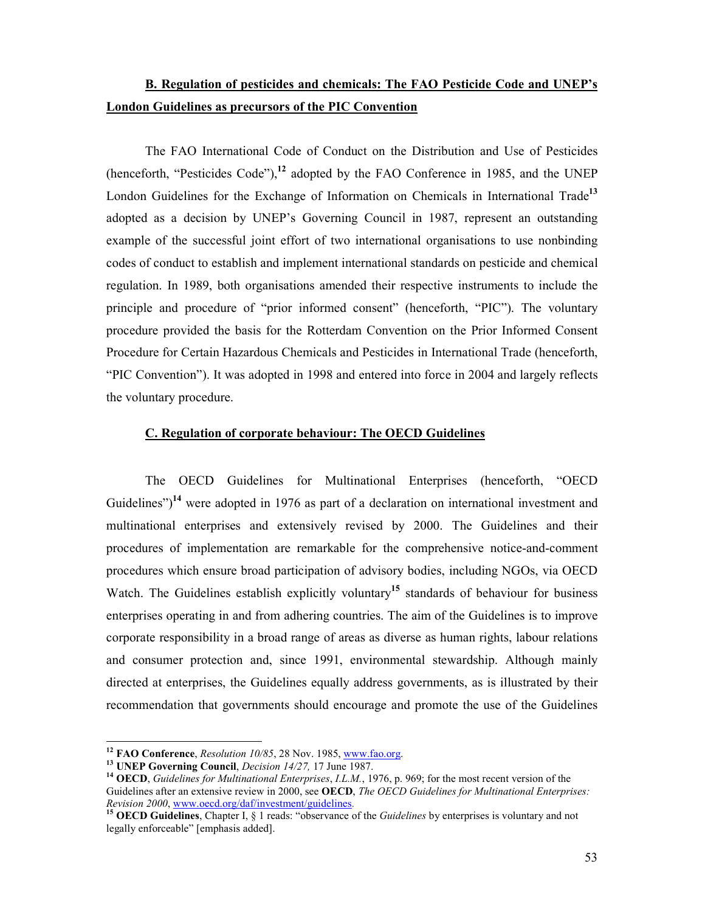### B. Regulation of pesticides and chemicals: The FAO Pesticide Code and UNEP's London Guidelines as precursors of the PIC Convention

The FAO International Code of Conduct on the Distribution and Use of Pesticides (henceforth, "Pesticides Code"),[12] adopted by the FAO Conference in 1985, and the UNEP London Guidelines for the Exchange of Information on Chemicals in International Trade[13] adopted as a decision by UNEP's Governing Council in 1987, represent an outstanding example of the successful joint effort of two international organisations to use nonbinding codes of conduct to establish and implement international standards on pesticide and chemical regulation. In 1989, both organisations amended their respective instruments to include the principle and procedure of "prior informed consent" (henceforth, "PIC"). The voluntary procedure provided the basis for the Rotterdam Convention on the Prior Informed Consent Procedure for Certain Hazardous Chemicals and Pesticides in International Trade (henceforth, "PIC Convention"). It was adopted in 1998 and entered into force in 2004 and largely reflects the voluntary procedure.

### C. Regulation of corporate behaviour: The OECD Guidelines

The OECD Guidelines for Multinational Enterprises (henceforth, "OECD Guidelines")[14] were adopted in 1976 as part of a declaration on international investment and multinational enterprises and extensively revised by 2000. The Guidelines and their procedures of implementation are remarkable for the comprehensive notice-and-comment procedures which ensure broad participation of advisory bodies, including NGOs, via OECD Watch. The Guidelines establish explicitly voluntary[15] standards of behaviour for business enterprises operating in and from adhering countries. The aim of the Guidelines is to improve corporate responsibility in a broad range of areas as diverse as human rights, labour relations and consumer protection and, since 1991, environmental stewardship. Although mainly directed at enterprises, the Guidelines equally address governments, as is illustrated by their recommendation that governments should encourage and promote the use of the Guidelines

---

[12] **FAO Conference**, *Resolution 10/85*, 28 Nov. 1985, www.fao.org.

[13] **UNEP Governing Council**, *Decision 14/27,* 17 June 1987.

[14] **OECD**, *Guidelines for Multinational Enterprises*, *I.L.M.*, 1976, p. 969; for the most recent version of the Guidelines after an extensive review in 2000, see **OECD**, *The OECD Guidelines for Multinational Enterprises: Revision 2000*, www.oecd.org/daf/investment/guidelines.

[15] **OECD Guidelines**, Chapter I, § 1 reads: "observance of the *Guidelines* by enterprises is voluntary and not legally enforceable" [emphasis added].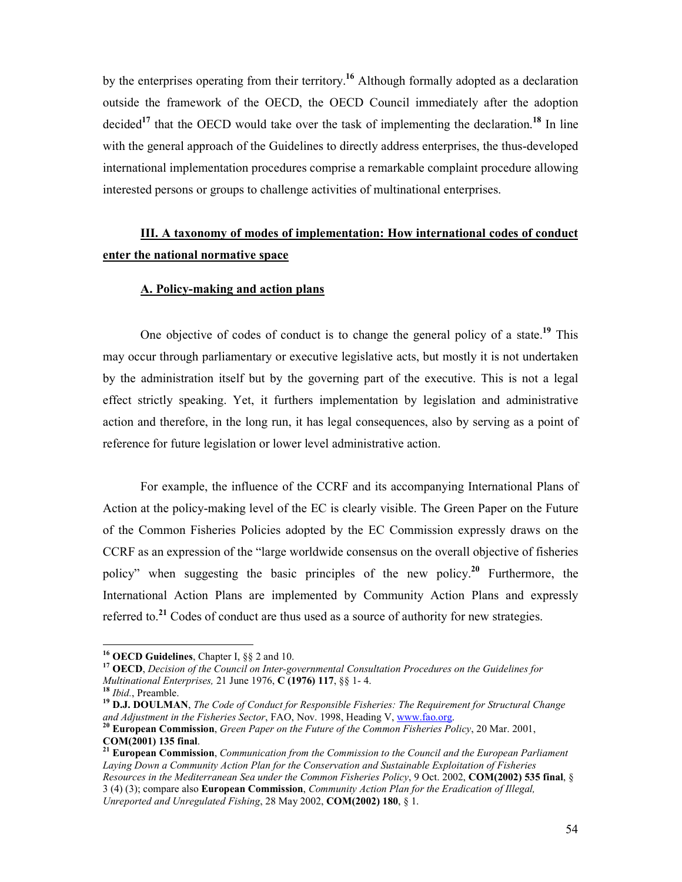by the enterprises operating from their territory.[16] Although formally adopted as a declaration outside the framework of the OECD, the OECD Council immediately after the adoption decided[17] that the OECD would take over the task of implementing the declaration.[18] In line with the general approach of the Guidelines to directly address enterprises, the thus-developed international implementation procedures comprise a remarkable complaint procedure allowing interested persons or groups to challenge activities of multinational enterprises.

## III. A taxonomy of modes of implementation: How international codes of conduct enter the national normative space

### A. Policy-making and action plans

One objective of codes of conduct is to change the general policy of a state.[19] This may occur through parliamentary or executive legislative acts, but mostly it is not undertaken by the administration itself but by the governing part of the executive. This is not a legal effect strictly speaking. Yet, it furthers implementation by legislation and administrative action and therefore, in the long run, it has legal consequences, also by serving as a point of reference for future legislation or lower level administrative action.

For example, the influence of the CCRF and its accompanying International Plans of Action at the policy-making level of the EC is clearly visible. The Green Paper on the Future of the Common Fisheries Policies adopted by the EC Commission expressly draws on the CCRF as an expression of the "large worldwide consensus on the overall objective of fisheries policy" when suggesting the basic principles of the new policy.[20] Furthermore, the International Action Plans are implemented by Community Action Plans and expressly referred to.[21] Codes of conduct are thus used as a source of authority for new strategies.

---

[16] **OECD Guidelines**, Chapter I, §§ 2 and 10.

[17] **OECD**, *Decision of the Council on Inter-governmental Consultation Procedures on the Guidelines for Multinational Enterprises,* 21 June 1976, **C (1976) 117**, §§ 1- 4.

[18] *Ibid.*, Preamble.

[19] **D.J. DOULMAN**, *The Code of Conduct for Responsible Fisheries: The Requirement for Structural Change and Adjustment in the Fisheries Sector*, FAO, Nov. 1998, Heading V, www.fao.org.

[20] **European Commission**, *Green Paper on the Future of the Common Fisheries Policy*, 20 Mar. 2001, **COM(2001) 135 final**.

[21] **European Commission**, *Communication from the Commission to the Council and the European Parliament Laying Down a Community Action Plan for the Conservation and Sustainable Exploitation of Fisheries Resources in the Mediterranean Sea under the Common Fisheries Policy*, 9 Oct. 2002, **COM(2002) 535 final**, § 3 (4) (3); compare also **European Commission**, *Community Action Plan for the Eradication of Illegal, Unreported and Unregulated Fishing*, 28 May 2002, **COM(2002) 180**, § 1.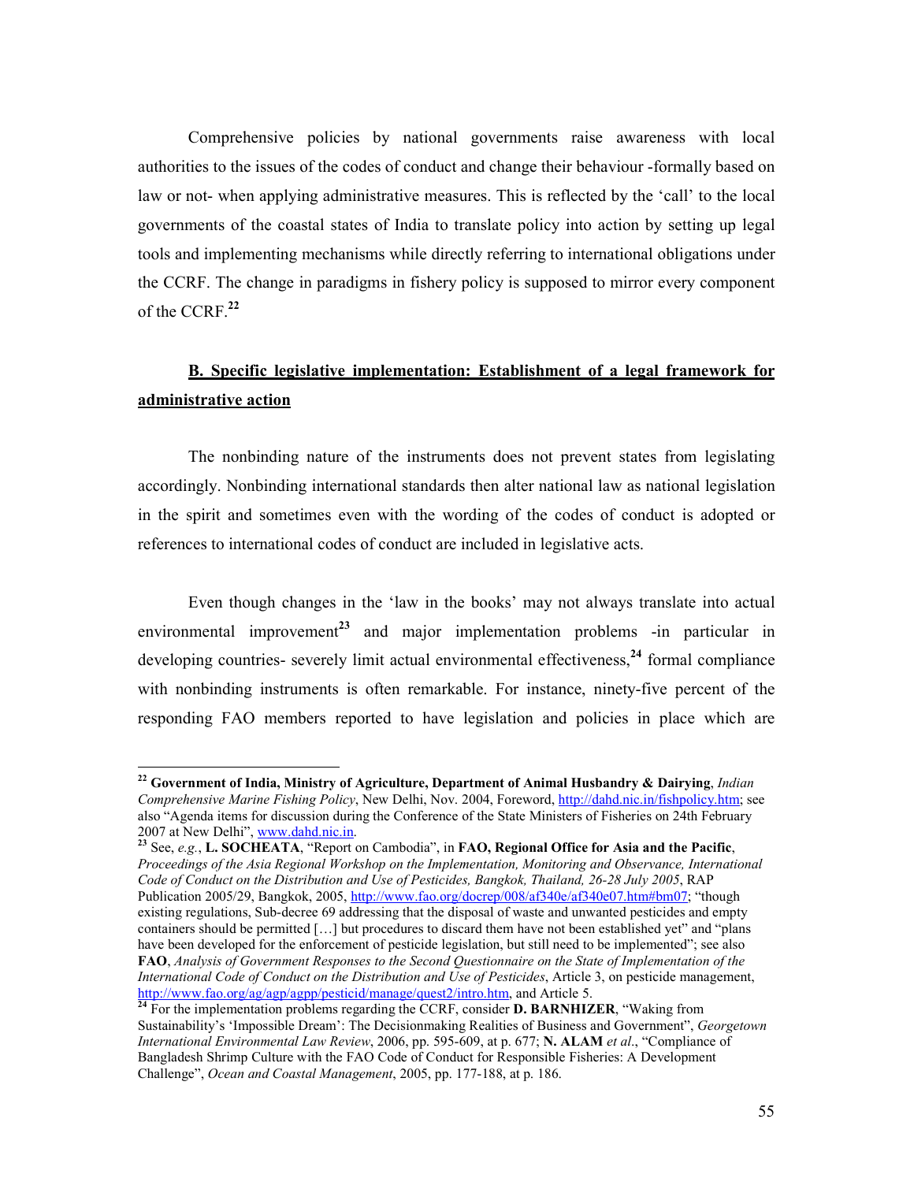Comprehensive policies by national governments raise awareness with local authorities to the issues of the codes of conduct and change their behaviour -formally based on law or not- when applying administrative measures. This is reflected by the 'call' to the local governments of the coastal states of India to translate policy into action by setting up legal tools and implementing mechanisms while directly referring to international obligations under the CCRF. The change in paradigms in fishery policy is supposed to mirror every component of the CCRF.[22]

## B. Specific legislative implementation: Establishment of a legal framework for administrative action

The nonbinding nature of the instruments does not prevent states from legislating accordingly. Nonbinding international standards then alter national law as national legislation in the spirit and sometimes even with the wording of the codes of conduct is adopted or references to international codes of conduct are included in legislative acts.

Even though changes in the 'law in the books' may not always translate into actual environmental improvement[23] and major implementation problems -in particular in developing countries- severely limit actual environmental effectiveness,[24] formal compliance with nonbinding instruments is often remarkable. For instance, ninety-five percent of the responding FAO members reported to have legislation and policies in place which are

---

[22] **Government of India, Ministry of Agriculture, Department of Animal Husbandry & Dairying**, *Indian Comprehensive Marine Fishing Policy*, New Delhi, Nov. 2004, Foreword, http://dahd.nic.in/fishpolicy.htm; see also "Agenda items for discussion during the Conference of the State Ministers of Fisheries on 24th February 2007 at New Delhi", www.dahd.nic.in.

[23] See, *e.g.*, **L. SOCHEATA**, "Report on Cambodia", in **FAO, Regional Office for Asia and the Pacific**, *Proceedings of the Asia Regional Workshop on the Implementation, Monitoring and Observance, International Code of Conduct on the Distribution and Use of Pesticides, Bangkok, Thailand, 26-28 July 2005*, RAP Publication 2005/29, Bangkok, 2005, http://www.fao.org/docrep/008/af340e/af340e07.htm#bm07; "though existing regulations, Sub-decree 69 addressing that the disposal of waste and unwanted pesticides and empty containers should be permitted […] but procedures to discard them have not been established yet" and "plans have been developed for the enforcement of pesticide legislation, but still need to be implemented"; see also **FAO**, *Analysis of Government Responses to the Second Questionnaire on the State of Implementation of the International Code of Conduct on the Distribution and Use of Pesticides*, Article 3, on pesticide management, http://www.fao.org/ag/agp/agpp/pesticid/manage/quest2/intro.htm, and Article 5.

[24] For the implementation problems regarding the CCRF, consider **D. BARNHIZER**, "Waking from Sustainability's 'Impossible Dream': The Decisionmaking Realities of Business and Government", *Georgetown International Environmental Law Review*, 2006, pp. 595-609, at p. 677; **N. ALAM** *et al.*, "Compliance of Bangladesh Shrimp Culture with the FAO Code of Conduct for Responsible Fisheries: A Development Challenge", *Ocean and Coastal Management*, 2005, pp. 177-188, at p. 186.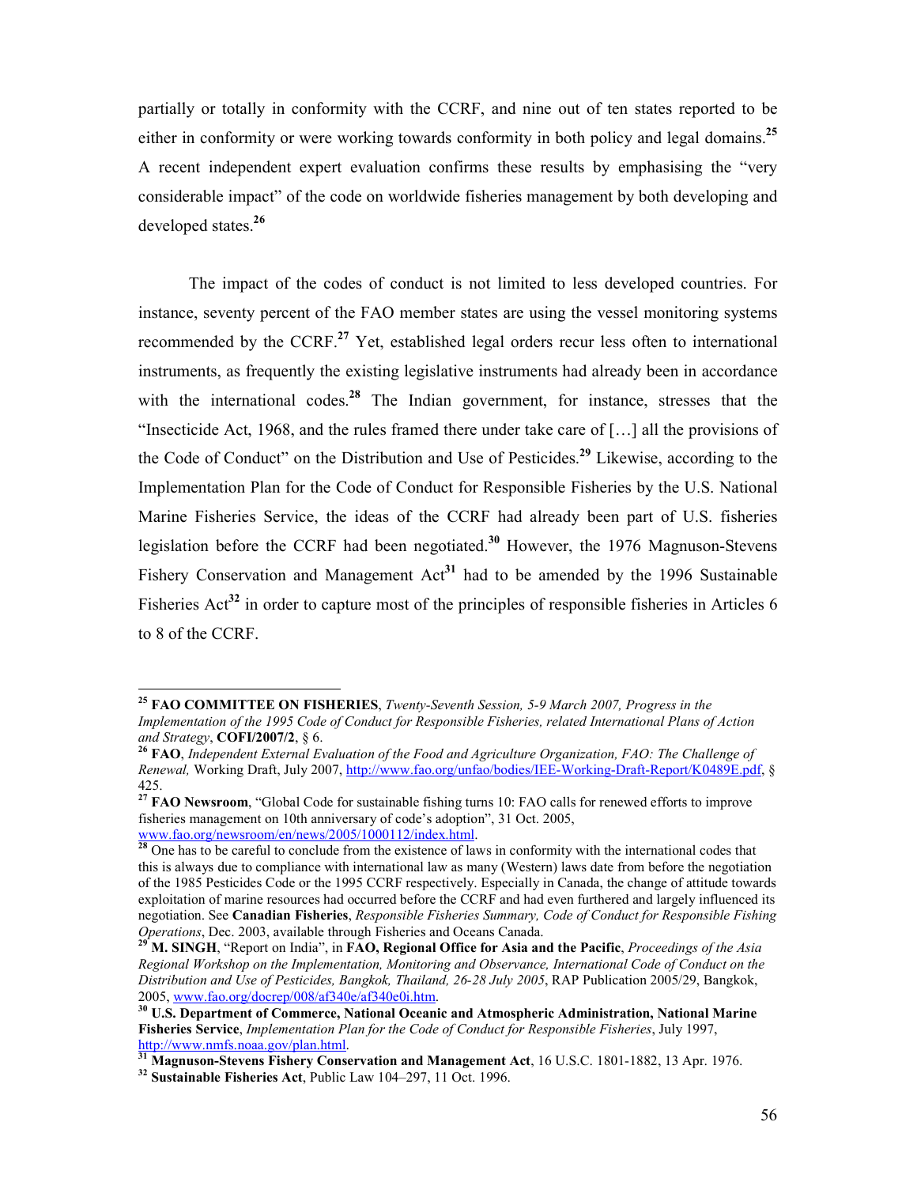partially or totally in conformity with the CCRF, and nine out of ten states reported to be either in conformity or were working towards conformity in both policy and legal domains.[25] A recent independent expert evaluation confirms these results by emphasising the "very considerable impact" of the code on worldwide fisheries management by both developing and developed states.[26]

The impact of the codes of conduct is not limited to less developed countries. For instance, seventy percent of the FAO member states are using the vessel monitoring systems recommended by the CCRF.[27] Yet, established legal orders recur less often to international instruments, as frequently the existing legislative instruments had already been in accordance with the international codes.[28] The Indian government, for instance, stresses that the "Insecticide Act, 1968, and the rules framed there under take care of […] all the provisions of the Code of Conduct" on the Distribution and Use of Pesticides.[29] Likewise, according to the Implementation Plan for the Code of Conduct for Responsible Fisheries by the U.S. National Marine Fisheries Service, the ideas of the CCRF had already been part of U.S. fisheries legislation before the CCRF had been negotiated.[30] However, the 1976 Magnuson-Stevens Fishery Conservation and Management Act[31] had to be amended by the 1996 Sustainable Fisheries Act[32] in order to capture most of the principles of responsible fisheries in Articles 6 to 8 of the CCRF.

---

[25] **FAO COMMITTEE ON FISHERIES**, *Twenty-Seventh Session, 5-9 March 2007, Progress in the Implementation of the 1995 Code of Conduct for Responsible Fisheries, related International Plans of Action and Strategy*, **COFI/2007/2**, § 6.

[26] **FAO**, *Independent External Evaluation of the Food and Agriculture Organization, FAO: The Challenge of Renewal,* Working Draft, July 2007, http://www.fao.org/unfao/bodies/IEE-Working-Draft-Report/K0489E.pdf, § 425.

[27] **FAO Newsroom**, "Global Code for sustainable fishing turns 10: FAO calls for renewed efforts to improve fisheries management on 10th anniversary of code's adoption", 31 Oct. 2005, www.fao.org/newsroom/en/news/2005/1000112/index.html.

[28] One has to be careful to conclude from the existence of laws in conformity with the international codes that this is always due to compliance with international law as many (Western) laws date from before the negotiation of the 1985 Pesticides Code or the 1995 CCRF respectively. Especially in Canada, the change of attitude towards exploitation of marine resources had occurred before the CCRF and had even furthered and largely influenced its negotiation. See **Canadian Fisheries**, *Responsible Fisheries Summary, Code of Conduct for Responsible Fishing Operations*, Dec. 2003, available through Fisheries and Oceans Canada.

[29] **M. SINGH**, "Report on India", in **FAO, Regional Office for Asia and the Pacific**, *Proceedings of the Asia Regional Workshop on the Implementation, Monitoring and Observance, International Code of Conduct on the Distribution and Use of Pesticides, Bangkok, Thailand, 26-28 July 2005*, RAP Publication 2005/29, Bangkok, 2005, www.fao.org/docrep/008/af340e/af340e0i.htm.

[30] **U.S. Department of Commerce, National Oceanic and Atmospheric Administration, National Marine Fisheries Service**, *Implementation Plan for the Code of Conduct for Responsible Fisheries*, July 1997, http://www.nmfs.noaa.gov/plan.html.

[31] **Magnuson-Stevens Fishery Conservation and Management Act**, 16 U.S.C. 1801-1882, 13 Apr. 1976.

[32] **Sustainable Fisheries Act**, Public Law 104–297, 11 Oct. 1996.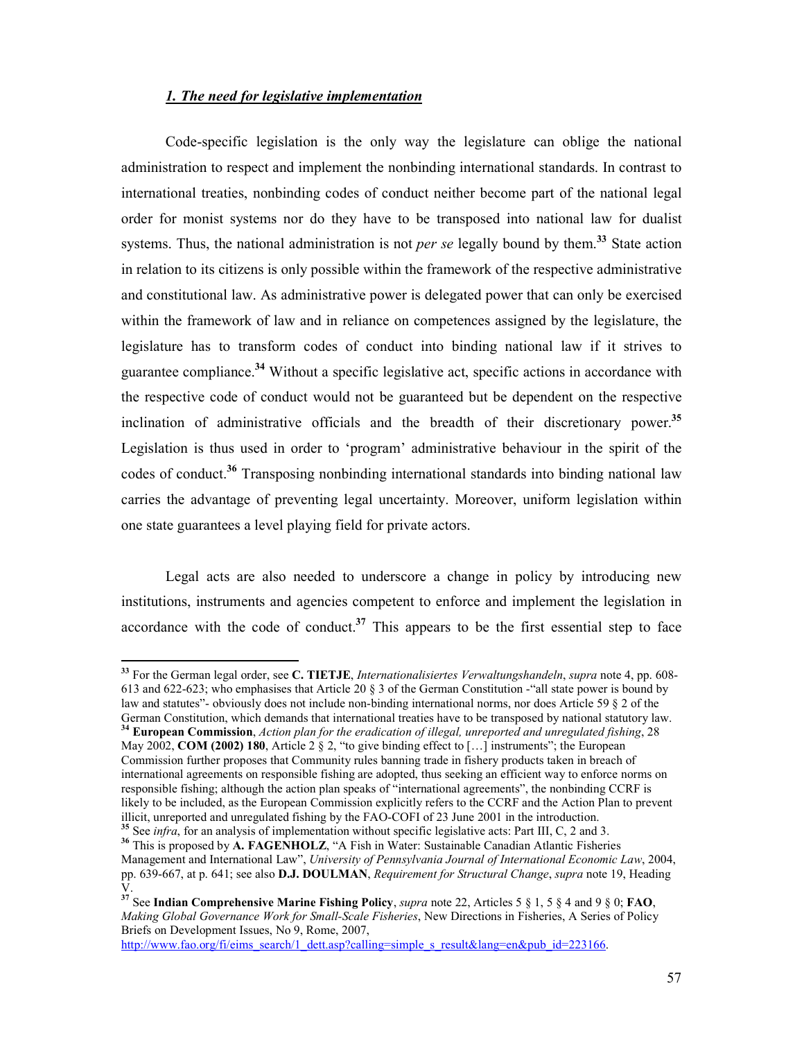### *1. The need for legislative implementation*

Code-specific legislation is the only way the legislature can oblige the national administration to respect and implement the nonbinding international standards. In contrast to international treaties, nonbinding codes of conduct neither become part of the national legal order for monist systems nor do they have to be transposed into national law for dualist systems. Thus, the national administration is not *per se* legally bound by them.[33] State action in relation to its citizens is only possible within the framework of the respective administrative and constitutional law. As administrative power is delegated power that can only be exercised within the framework of law and in reliance on competences assigned by the legislature, the legislature has to transform codes of conduct into binding national law if it strives to guarantee compliance.[34] Without a specific legislative act, specific actions in accordance with the respective code of conduct would not be guaranteed but be dependent on the respective inclination of administrative officials and the breadth of their discretionary power.[35] Legislation is thus used in order to 'program' administrative behaviour in the spirit of the codes of conduct.[36] Transposing nonbinding international standards into binding national law carries the advantage of preventing legal uncertainty. Moreover, uniform legislation within one state guarantees a level playing field for private actors.

Legal acts are also needed to underscore a change in policy by introducing new institutions, instruments and agencies competent to enforce and implement the legislation in accordance with the code of conduct.[37] This appears to be the first essential step to face

---

[33] For the German legal order, see **C. TIETJE**, *Internationalisiertes Verwaltungshandeln*, *supra* note 4, pp. 608-613 and 622-623; who emphasises that Article 20 § 3 of the German Constitution -"all state power is bound by law and statutes"- obviously does not include non-binding international norms, nor does Article 59 § 2 of the German Constitution, which demands that international treaties have to be transposed by national statutory law.

[34] **European Commission**, *Action plan for the eradication of illegal, unreported and unregulated fishing*, 28 May 2002, **COM (2002) 180**, Article 2 § 2, "to give binding effect to […] instruments"; the European Commission further proposes that Community rules banning trade in fishery products taken in breach of international agreements on responsible fishing are adopted, thus seeking an efficient way to enforce norms on responsible fishing; although the action plan speaks of "international agreements", the nonbinding CCRF is likely to be included, as the European Commission explicitly refers to the CCRF and the Action Plan to prevent illicit, unreported and unregulated fishing by the FAO-COFI of 23 June 2001 in the introduction.

[35] See *infra*, for an analysis of implementation without specific legislative acts: Part III, C, 2 and 3.

[36] This is proposed by **A. FAGENHOLZ**, "A Fish in Water: Sustainable Canadian Atlantic Fisheries Management and International Law", *University of Pennsylvania Journal of International Economic Law*, 2004, pp. 639-667, at p. 641; see also **D.J. DOULMAN**, *Requirement for Structural Change*, *supra* note 19, Heading V.

[37] See **Indian Comprehensive Marine Fishing Policy**, *supra* note 22, Articles 5 § 1, 5 § 4 and 9 § 0; **FAO**, *Making Global Governance Work for Small-Scale Fisheries*, New Directions in Fisheries, A Series of Policy Briefs on Development Issues, No 9, Rome, 2007, http://www.fao.org/fi/eims_search/1_dett.asp?calling=simple_s_result&lang=en&pub_id=223166.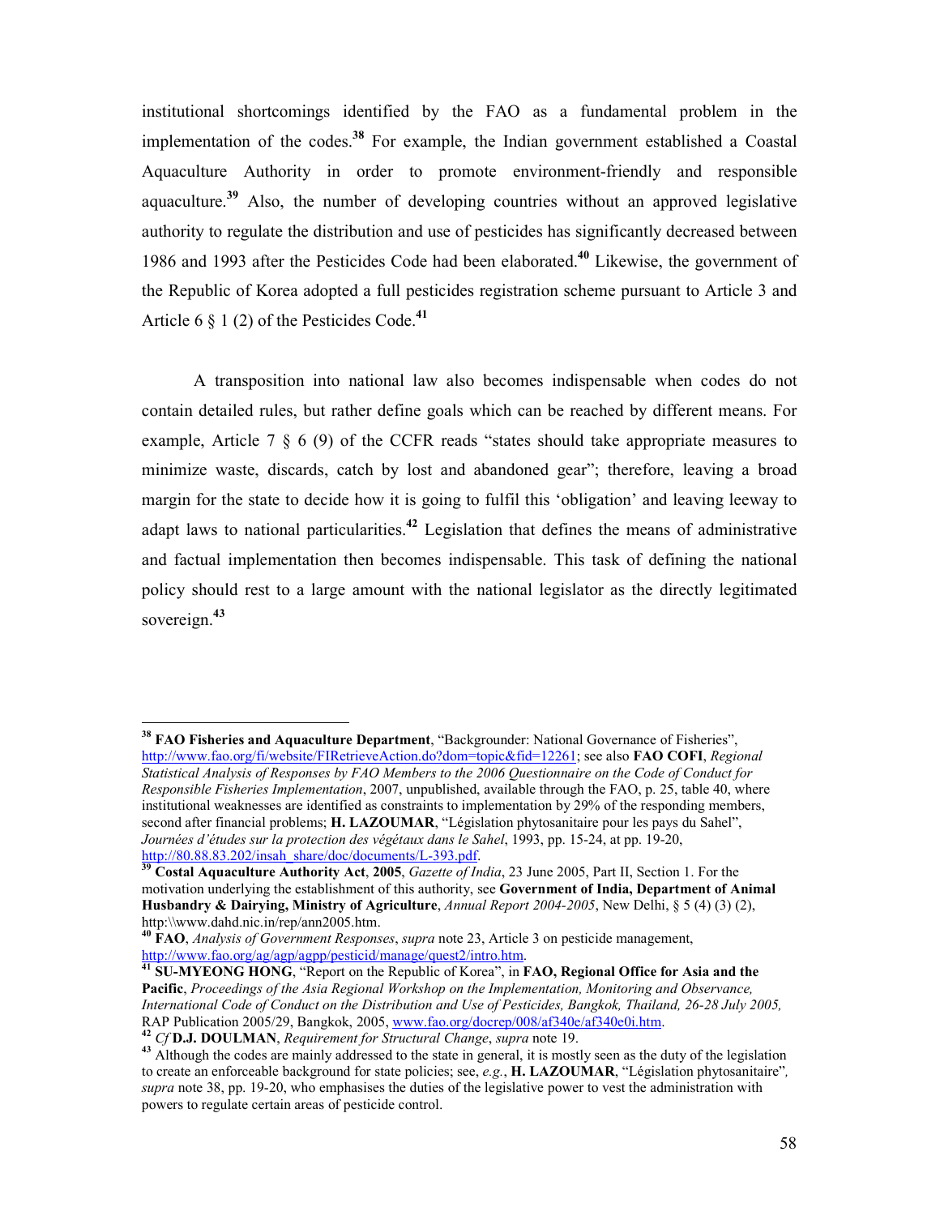institutional shortcomings identified by the FAO as a fundamental problem in the implementation of the codes.[38] For example, the Indian government established a Coastal Aquaculture Authority in order to promote environment-friendly and responsible aquaculture.[39] Also, the number of developing countries without an approved legislative authority to regulate the distribution and use of pesticides has significantly decreased between 1986 and 1993 after the Pesticides Code had been elaborated.[40] Likewise, the government of the Republic of Korea adopted a full pesticides registration scheme pursuant to Article 3 and Article 6 § 1 (2) of the Pesticides Code.[41]

A transposition into national law also becomes indispensable when codes do not contain detailed rules, but rather define goals which can be reached by different means. For example, Article 7 § 6 (9) of the CCFR reads "states should take appropriate measures to minimize waste, discards, catch by lost and abandoned gear"; therefore, leaving a broad margin for the state to decide how it is going to fulfil this 'obligation' and leaving leeway to adapt laws to national particularities.[42] Legislation that defines the means of administrative and factual implementation then becomes indispensable. This task of defining the national policy should rest to a large amount with the national legislator as the directly legitimated sovereign.[43]

---

[38] **FAO Fisheries and Aquaculture Department**, "Backgrounder: National Governance of Fisheries", http://www.fao.org/fi/website/FIRetrieveAction.do?dom=topic&fid=12261; see also **FAO COFI**, *Regional Statistical Analysis of Responses by FAO Members to the 2006 Questionnaire on the Code of Conduct for Responsible Fisheries Implementation*, 2007, unpublished, available through the FAO, p. 25, table 40, where institutional weaknesses are identified as constraints to implementation by 29% of the responding members, second after financial problems; **H. LAZOUMAR**, "Législation phytosanitaire pour les pays du Sahel", *Journées d'études sur la protection des végétaux dans le Sahel*, 1993, pp. 15-24, at pp. 19-20, http://80.88.83.202/insah_share/doc/documents/L-393.pdf.

[39] **Costal Aquaculture Authority Act**, **2005**, *Gazette of India*, 23 June 2005, Part II, Section 1. For the motivation underlying the establishment of this authority, see **Government of India, Department of Animal Husbandry & Dairying, Ministry of Agriculture**, *Annual Report 2004-2005*, New Delhi, § 5 (4) (3) (2), http:\\www.dahd.nic.in/rep/ann2005.htm.

[40] **FAO**, *Analysis of Government Responses*, *supra* note 23, Article 3 on pesticide management, http://www.fao.org/ag/agp/agpp/pesticid/manage/quest2/intro.htm.

[41] **SU-MYEONG HONG**, "Report on the Republic of Korea", in **FAO, Regional Office for Asia and the Pacific**, *Proceedings of the Asia Regional Workshop on the Implementation, Monitoring and Observance, International Code of Conduct on the Distribution and Use of Pesticides, Bangkok, Thailand, 26-28 July 2005,* RAP Publication 2005/29, Bangkok, 2005, www.fao.org/docrep/008/af340e/af340e0i.htm.

[42] *Cf* **D.J. DOULMAN**, *Requirement for Structural Change*, *supra* note 19.

[43] Although the codes are mainly addressed to the state in general, it is mostly seen as the duty of the legislation to create an enforceable background for state policies; see, *e.g.*, **H. LAZOUMAR**, "Législation phytosanitaire"*, supra* note 38, pp. 19-20, who emphasises the duties of the legislative power to vest the administration with powers to regulate certain areas of pesticide control.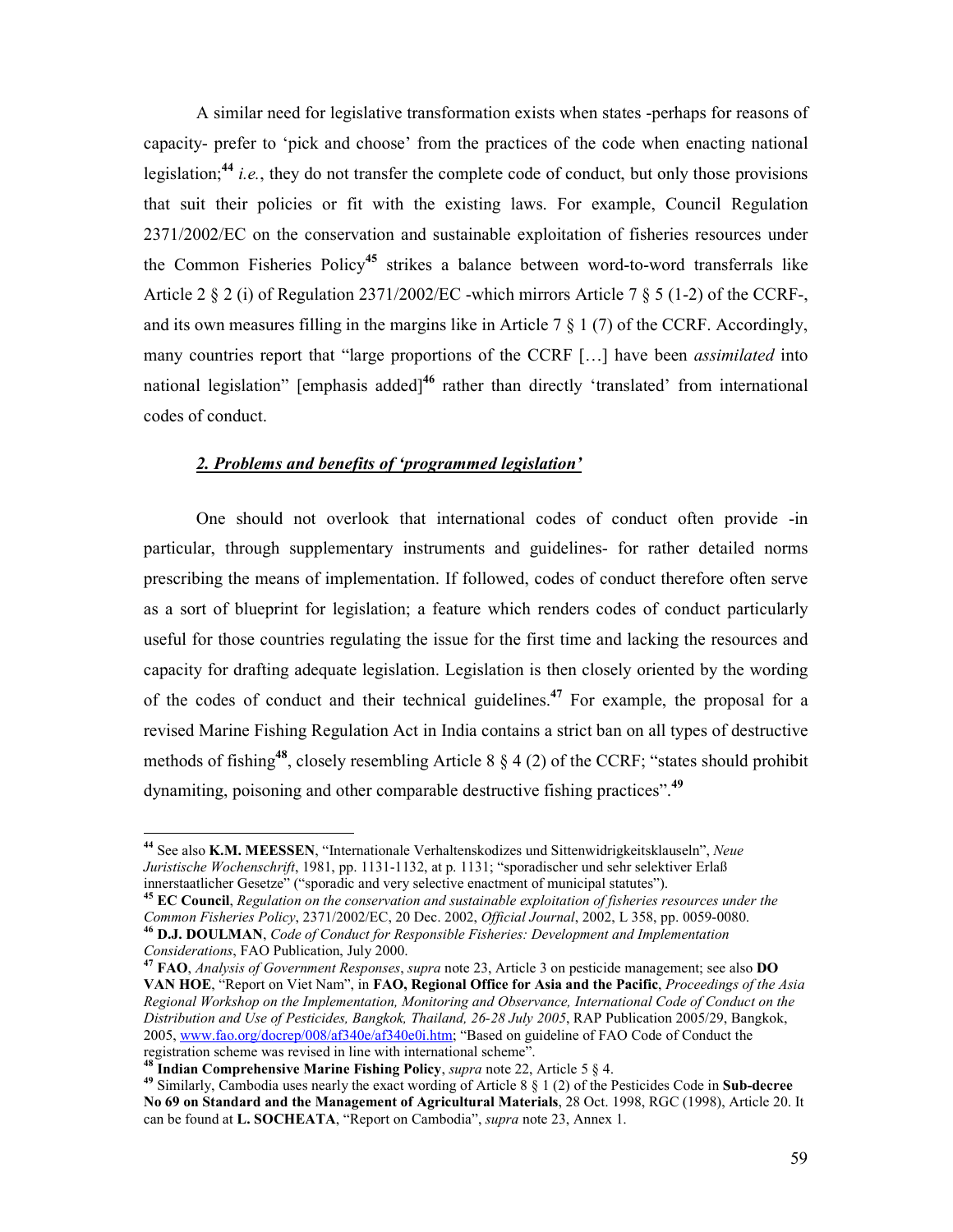A similar need for legislative transformation exists when states -perhaps for reasons of capacity- prefer to 'pick and choose' from the practices of the code when enacting national legislation;[44] *i.e.*, they do not transfer the complete code of conduct, but only those provisions that suit their policies or fit with the existing laws. For example, Council Regulation 2371/2002/EC on the conservation and sustainable exploitation of fisheries resources under the Common Fisheries Policy[45] strikes a balance between word-to-word transferrals like Article 2 § 2 (i) of Regulation 2371/2002/EC -which mirrors Article 7 § 5 (1-2) of the CCRF-, and its own measures filling in the margins like in Article 7 § 1 (7) of the CCRF. Accordingly, many countries report that "large proportions of the CCRF […] have been *assimilated* into national legislation" [emphasis added][46] rather than directly 'translated' from international codes of conduct.

### ***2. Problems and benefits of 'programmed legislation'***

One should not overlook that international codes of conduct often provide -in particular, through supplementary instruments and guidelines- for rather detailed norms prescribing the means of implementation. If followed, codes of conduct therefore often serve as a sort of blueprint for legislation; a feature which renders codes of conduct particularly useful for those countries regulating the issue for the first time and lacking the resources and capacity for drafting adequate legislation. Legislation is then closely oriented by the wording of the codes of conduct and their technical guidelines.[47] For example, the proposal for a revised Marine Fishing Regulation Act in India contains a strict ban on all types of destructive methods of fishing[48], closely resembling Article 8 § 4 (2) of the CCRF; "states should prohibit dynamiting, poisoning and other comparable destructive fishing practices".[49]

---

[44] See also **K.M. MEESSEN**, "Internationale Verhaltenskodizes und Sittenwidrigkeitsklauseln", *Neue Juristische Wochenschrift*, 1981, pp. 1131-1132, at p. 1131; "sporadischer und sehr selektiver Erlaß innerstaatlicher Gesetze" ("sporadic and very selective enactment of municipal statutes").

[45] **EC Council**, *Regulation on the conservation and sustainable exploitation of fisheries resources under the Common Fisheries Policy*, 2371/2002/EC, 20 Dec. 2002, *Official Journal*, 2002, L 358, pp. 0059-0080.

[46] **D.J. DOULMAN**, *Code of Conduct for Responsible Fisheries: Development and Implementation Considerations*, FAO Publication, July 2000.

[47] **FAO**, *Analysis of Government Responses*, *supra* note 23, Article 3 on pesticide management; see also **DO VAN HOE**, "Report on Viet Nam", in **FAO, Regional Office for Asia and the Pacific**, *Proceedings of the Asia Regional Workshop on the Implementation, Monitoring and Observance, International Code of Conduct on the Distribution and Use of Pesticides, Bangkok, Thailand, 26-28 July 2005*, RAP Publication 2005/29, Bangkok, 2005, www.fao.org/docrep/008/af340e/af340e0i.htm; "Based on guideline of FAO Code of Conduct the registration scheme was revised in line with international scheme".

[48] **Indian Comprehensive Marine Fishing Policy**, *supra* note 22, Article 5 § 4.

[49] Similarly, Cambodia uses nearly the exact wording of Article 8 § 1 (2) of the Pesticides Code in **Sub-decree No 69 on Standard and the Management of Agricultural Materials**, 28 Oct. 1998, RGC (1998), Article 20. It can be found at **L. SOCHEATA**, "Report on Cambodia", *supra* note 23, Annex 1.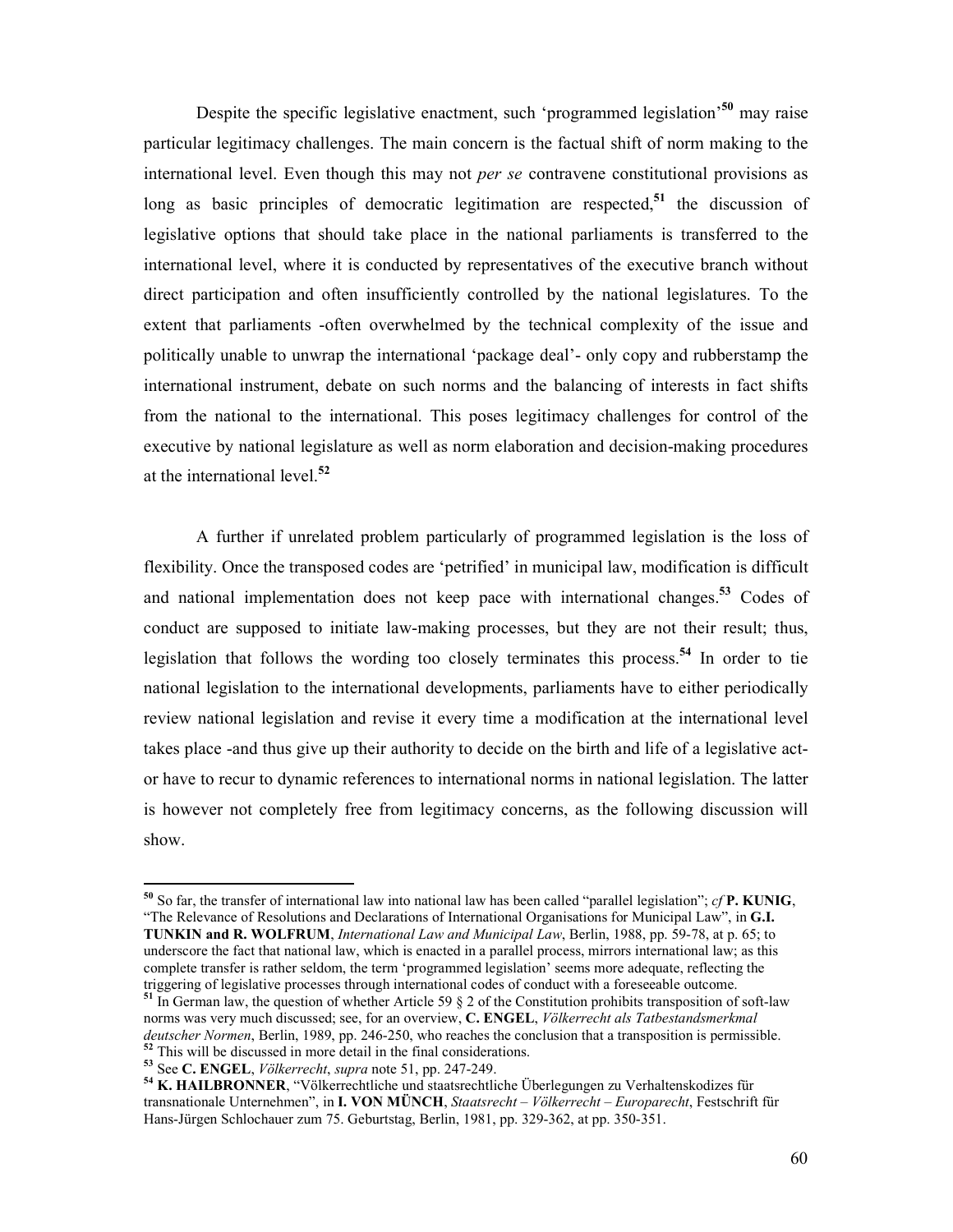Despite the specific legislative enactment, such 'programmed legislation'[50] may raise particular legitimacy challenges. The main concern is the factual shift of norm making to the international level. Even though this may not *per se* contravene constitutional provisions as long as basic principles of democratic legitimation are respected,[51] the discussion of legislative options that should take place in the national parliaments is transferred to the international level, where it is conducted by representatives of the executive branch without direct participation and often insufficiently controlled by the national legislatures. To the extent that parliaments -often overwhelmed by the technical complexity of the issue and politically unable to unwrap the international 'package deal'- only copy and rubberstamp the international instrument, debate on such norms and the balancing of interests in fact shifts from the national to the international. This poses legitimacy challenges for control of the executive by national legislature as well as norm elaboration and decision-making procedures at the international level.[52]

A further if unrelated problem particularly of programmed legislation is the loss of flexibility. Once the transposed codes are 'petrified' in municipal law, modification is difficult and national implementation does not keep pace with international changes.[53] Codes of conduct are supposed to initiate law-making processes, but they are not their result; thus, legislation that follows the wording too closely terminates this process.[54] In order to tie national legislation to the international developments, parliaments have to either periodically review national legislation and revise it every time a modification at the international level takes place -and thus give up their authority to decide on the birth and life of a legislative act- or have to recur to dynamic references to international norms in national legislation. The latter is however not completely free from legitimacy concerns, as the following discussion will show.

---

[50] So far, the transfer of international law into national law has been called "parallel legislation"; *cf* **P. KUNIG**, "The Relevance of Resolutions and Declarations of International Organisations for Municipal Law", in **G.I. TUNKIN and R. WOLFRUM**, *International Law and Municipal Law*, Berlin, 1988, pp. 59-78, at p. 65; to underscore the fact that national law, which is enacted in a parallel process, mirrors international law; as this complete transfer is rather seldom, the term 'programmed legislation' seems more adequate, reflecting the triggering of legislative processes through international codes of conduct with a foreseeable outcome.

[51] In German law, the question of whether Article 59 § 2 of the Constitution prohibits transposition of soft-law norms was very much discussed; see, for an overview, **C. ENGEL**, *Völkerrecht als Tatbestandsmerkmal deutscher Normen*, Berlin, 1989, pp. 246-250, who reaches the conclusion that a transposition is permissible.

[52] This will be discussed in more detail in the final considerations.

[53] See **C. ENGEL**, *Völkerrecht*, *supra* note 51, pp. 247-249.

[54] **K. HAILBRONNER**, "Völkerrechtliche und staatsrechtliche Überlegungen zu Verhaltenskodizes für transnationale Unternehmen", in **I. VON MÜNCH**, *Staatsrecht – Völkerrecht – Europarecht*, Festschrift für Hans-Jürgen Schlochauer zum 75. Geburtstag, Berlin, 1981, pp. 329-362, at pp. 350-351.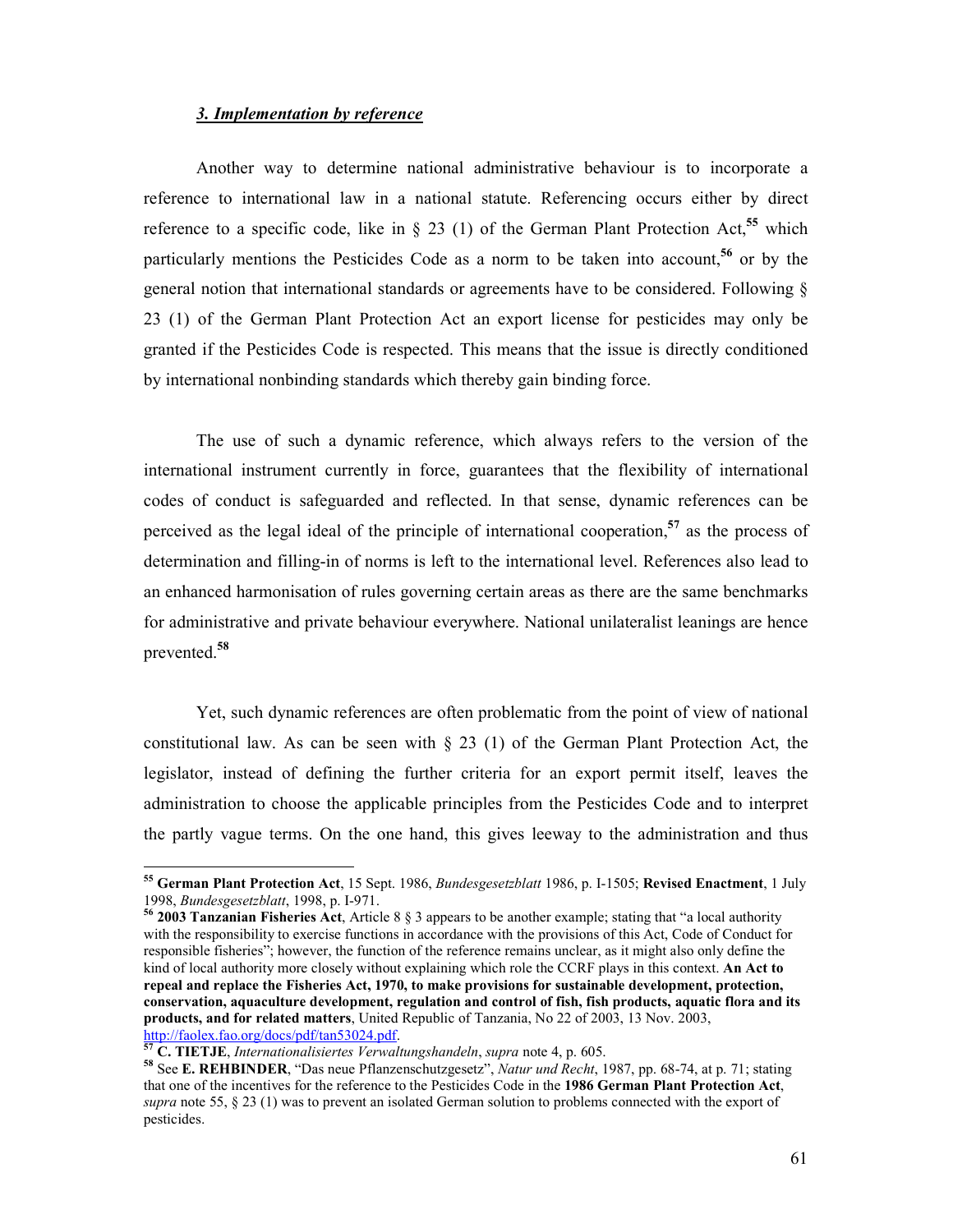### *3. Implementation by reference*

Another way to determine national administrative behaviour is to incorporate a reference to international law in a national statute. Referencing occurs either by direct reference to a specific code, like in § 23 (1) of the German Plant Protection Act,[55] which particularly mentions the Pesticides Code as a norm to be taken into account,[56] or by the general notion that international standards or agreements have to be considered. Following § 23 (1) of the German Plant Protection Act an export license for pesticides may only be granted if the Pesticides Code is respected. This means that the issue is directly conditioned by international nonbinding standards which thereby gain binding force.

The use of such a dynamic reference, which always refers to the version of the international instrument currently in force, guarantees that the flexibility of international codes of conduct is safeguarded and reflected. In that sense, dynamic references can be perceived as the legal ideal of the principle of international cooperation,[57] as the process of determination and filling-in of norms is left to the international level. References also lead to an enhanced harmonisation of rules governing certain areas as there are the same benchmarks for administrative and private behaviour everywhere. National unilateralist leanings are hence prevented.[58]

Yet, such dynamic references are often problematic from the point of view of national constitutional law. As can be seen with § 23 (1) of the German Plant Protection Act, the legislator, instead of defining the further criteria for an export permit itself, leaves the administration to choose the applicable principles from the Pesticides Code and to interpret the partly vague terms. On the one hand, this gives leeway to the administration and thus

---

[55] **German Plant Protection Act**, 15 Sept. 1986, *Bundesgesetzblatt* 1986, p. I-1505; **Revised Enactment**, 1 July 1998, *Bundesgesetzblatt*, 1998, p. I-971.

[56] **2003 Tanzanian Fisheries Act**, Article 8 § 3 appears to be another example; stating that "a local authority with the responsibility to exercise functions in accordance with the provisions of this Act, Code of Conduct for responsible fisheries"; however, the function of the reference remains unclear, as it might also only define the kind of local authority more closely without explaining which role the CCRF plays in this context. **An Act to repeal and replace the Fisheries Act, 1970, to make provisions for sustainable development, protection, conservation, aquaculture development, regulation and control of fish, fish products, aquatic flora and its products, and for related matters**, United Republic of Tanzania, No 22 of 2003, 13 Nov. 2003, http://faolex.fao.org/docs/pdf/tan53024.pdf.

[57] **C. TIETJE**, *Internationalisiertes Verwaltungshandeln*, *supra* note 4, p. 605.

[58] See **E. REHBINDER**, "Das neue Pflanzenschutzgesetz", *Natur und Recht*, 1987, pp. 68-74, at p. 71; stating that one of the incentives for the reference to the Pesticides Code in the **1986 German Plant Protection Act**, *supra* note 55, § 23 (1) was to prevent an isolated German solution to problems connected with the export of pesticides.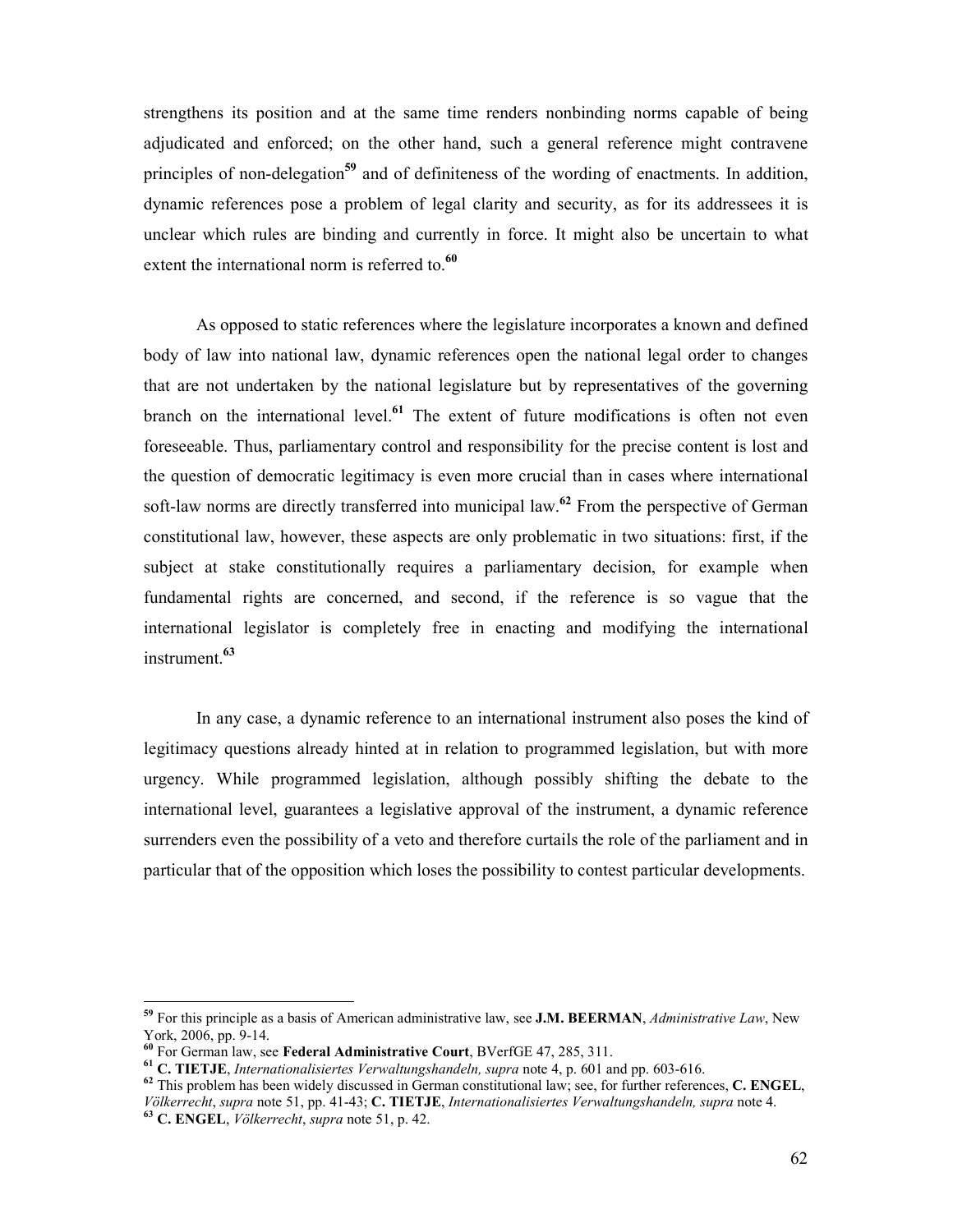strengthens its position and at the same time renders nonbinding norms capable of being adjudicated and enforced; on the other hand, such a general reference might contravene principles of non-delegation[59] and of definiteness of the wording of enactments. In addition, dynamic references pose a problem of legal clarity and security, as for its addressees it is unclear which rules are binding and currently in force. It might also be uncertain to what extent the international norm is referred to.[60]

As opposed to static references where the legislature incorporates a known and defined body of law into national law, dynamic references open the national legal order to changes that are not undertaken by the national legislature but by representatives of the governing branch on the international level.[61] The extent of future modifications is often not even foreseeable. Thus, parliamentary control and responsibility for the precise content is lost and the question of democratic legitimacy is even more crucial than in cases where international soft-law norms are directly transferred into municipal law.[62] From the perspective of German constitutional law, however, these aspects are only problematic in two situations: first, if the subject at stake constitutionally requires a parliamentary decision, for example when fundamental rights are concerned, and second, if the reference is so vague that the international legislator is completely free in enacting and modifying the international instrument.[63]

In any case, a dynamic reference to an international instrument also poses the kind of legitimacy questions already hinted at in relation to programmed legislation, but with more urgency. While programmed legislation, although possibly shifting the debate to the international level, guarantees a legislative approval of the instrument, a dynamic reference surrenders even the possibility of a veto and therefore curtails the role of the parliament and in particular that of the opposition which loses the possibility to contest particular developments.

---

[59] For this principle as a basis of American administrative law, see **J.M. BEERMAN**, *Administrative Law*, New York, 2006, pp. 9-14.

[60] For German law, see **Federal Administrative Court**, BVerfGE 47, 285, 311.

[61] **C. TIETJE**, *Internationalisiertes Verwaltungshandeln, supra* note 4, p. 601 and pp. 603-616.

[62] This problem has been widely discussed in German constitutional law; see, for further references, **C. ENGEL**, *Völkerrecht*, *supra* note 51, pp. 41-43; **C. TIETJE**, *Internationalisiertes Verwaltungshandeln, supra* note 4.

[63] **C. ENGEL**, *Völkerrecht*, *supra* note 51, p. 42.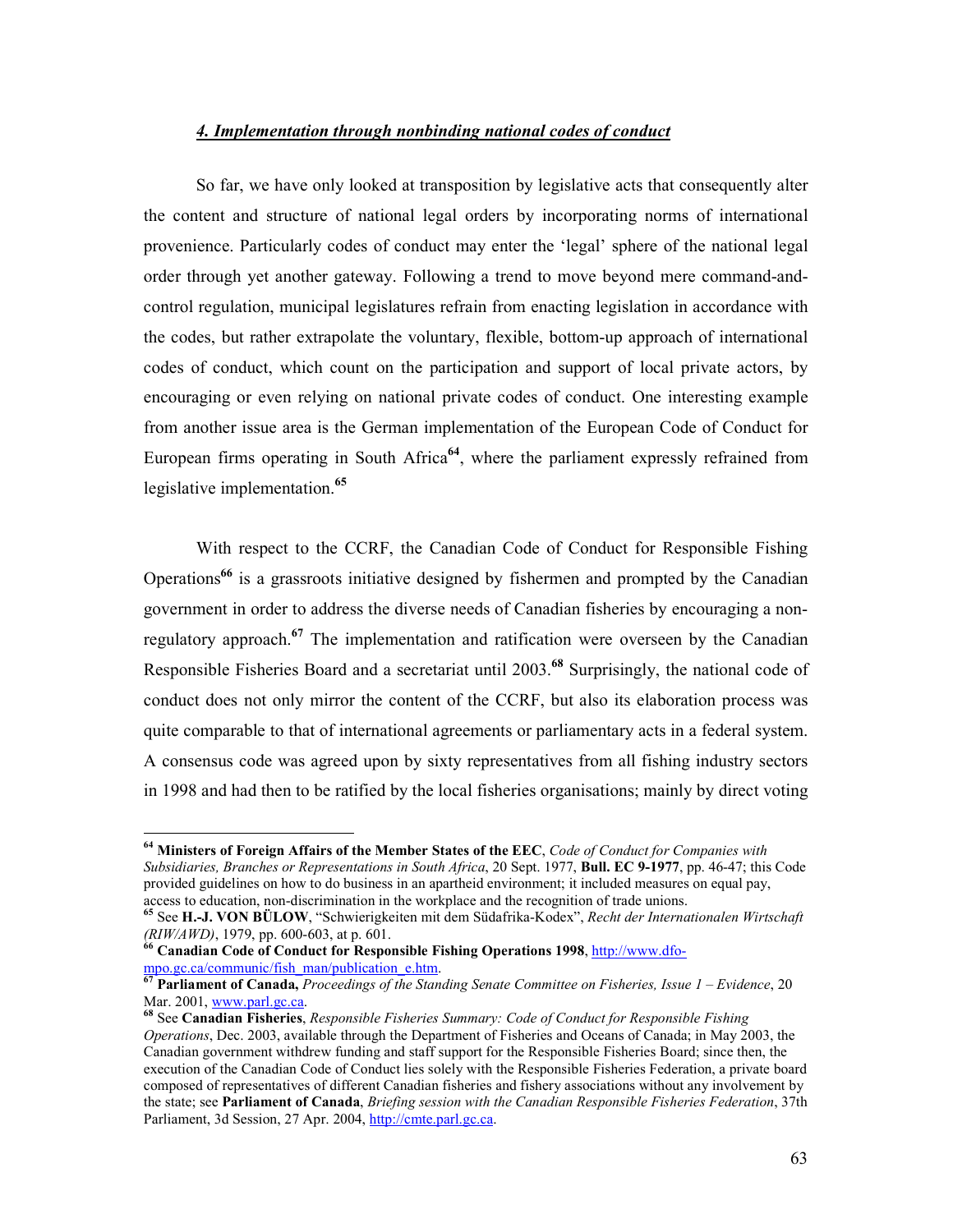### *4. Implementation through nonbinding national codes of conduct*

So far, we have only looked at transposition by legislative acts that consequently alter the content and structure of national legal orders by incorporating norms of international provenience. Particularly codes of conduct may enter the 'legal' sphere of the national legal order through yet another gateway. Following a trend to move beyond mere command-and-control regulation, municipal legislatures refrain from enacting legislation in accordance with the codes, but rather extrapolate the voluntary, flexible, bottom-up approach of international codes of conduct, which count on the participation and support of local private actors, by encouraging or even relying on national private codes of conduct. One interesting example from another issue area is the German implementation of the European Code of Conduct for European firms operating in South Africa[64], where the parliament expressly refrained from legislative implementation.[65]

With respect to the CCRF, the Canadian Code of Conduct for Responsible Fishing Operations[66] is a grassroots initiative designed by fishermen and prompted by the Canadian government in order to address the diverse needs of Canadian fisheries by encouraging a non-regulatory approach.[67] The implementation and ratification were overseen by the Canadian Responsible Fisheries Board and a secretariat until 2003.[68] Surprisingly, the national code of conduct does not only mirror the content of the CCRF, but also its elaboration process was quite comparable to that of international agreements or parliamentary acts in a federal system. A consensus code was agreed upon by sixty representatives from all fishing industry sectors in 1998 and had then to be ratified by the local fisheries organisations; mainly by direct voting

---

[64] **Ministers of Foreign Affairs of the Member States of the EEC**, *Code of Conduct for Companies with Subsidiaries, Branches or Representations in South Africa*, 20 Sept. 1977, **Bull. EC 9-1977**, pp. 46-47; this Code provided guidelines on how to do business in an apartheid environment; it included measures on equal pay, access to education, non-discrimination in the workplace and the recognition of trade unions.

[65] See **H.-J. VON BÜLOW**, "Schwierigkeiten mit dem Südafrika-Kodex", *Recht der Internationalen Wirtschaft (RIW/AWD)*, 1979, pp. 600-603, at p. 601.

[66] **Canadian Code of Conduct for Responsible Fishing Operations 1998**, http://www.dfo-mpo.gc.ca/communic/fish_man/publication_e.htm.

[67] **Parliament of Canada,** *Proceedings of the Standing Senate Committee on Fisheries, Issue 1 – Evidence*, 20 Mar. 2001, www.parl.gc.ca.

[68] See **Canadian Fisheries**, *Responsible Fisheries Summary: Code of Conduct for Responsible Fishing Operations*, Dec. 2003, available through the Department of Fisheries and Oceans of Canada; in May 2003, the Canadian government withdrew funding and staff support for the Responsible Fisheries Board; since then, the execution of the Canadian Code of Conduct lies solely with the Responsible Fisheries Federation, a private board composed of representatives of different Canadian fisheries and fishery associations without any involvement by the state; see **Parliament of Canada**, *Briefing session with the Canadian Responsible Fisheries Federation*, 37th Parliament, 3d Session, 27 Apr. 2004, http://cmte.parl.gc.ca.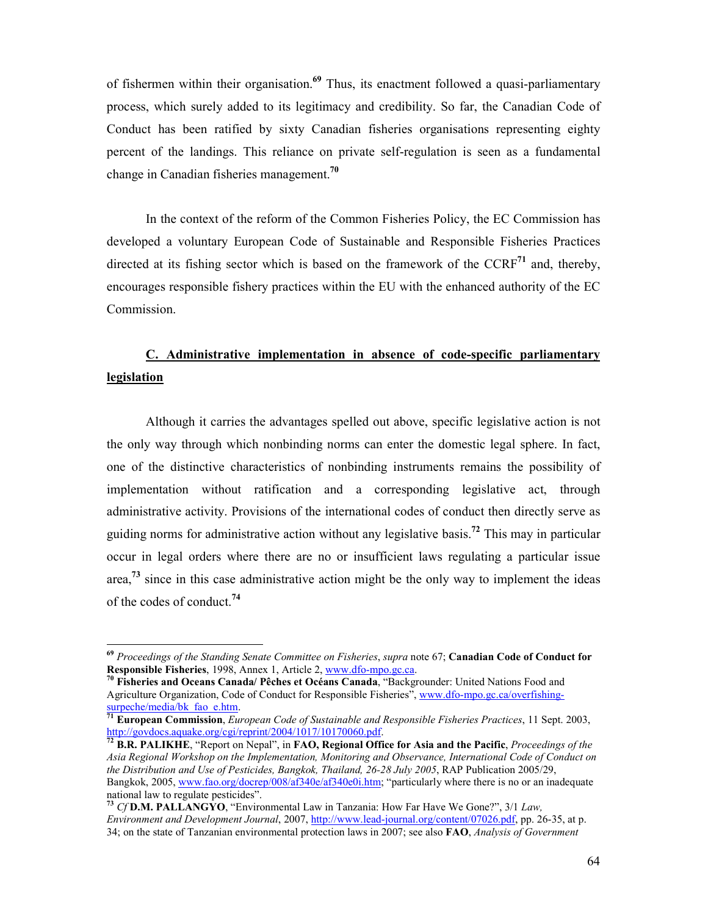of fishermen within their organisation.[69] Thus, its enactment followed a quasi-parliamentary process, which surely added to its legitimacy and credibility. So far, the Canadian Code of Conduct has been ratified by sixty Canadian fisheries organisations representing eighty percent of the landings. This reliance on private self-regulation is seen as a fundamental change in Canadian fisheries management.[70]

In the context of the reform of the Common Fisheries Policy, the EC Commission has developed a voluntary European Code of Sustainable and Responsible Fisheries Practices directed at its fishing sector which is based on the framework of the CCRF[71] and, thereby, encourages responsible fishery practices within the EU with the enhanced authority of the EC Commission.

### C. Administrative implementation in absence of code-specific parliamentary legislation

Although it carries the advantages spelled out above, specific legislative action is not the only way through which nonbinding norms can enter the domestic legal sphere. In fact, one of the distinctive characteristics of nonbinding instruments remains the possibility of implementation without ratification and a corresponding legislative act, through administrative activity. Provisions of the international codes of conduct then directly serve as guiding norms for administrative action without any legislative basis.[72] This may in particular occur in legal orders where there are no or insufficient laws regulating a particular issue area,[73] since in this case administrative action might be the only way to implement the ideas of the codes of conduct.[74]

---

[69] *Proceedings of the Standing Senate Committee on Fisheries*, *supra* note 67; **Canadian Code of Conduct for Responsible Fisheries**, 1998, Annex 1, Article 2, www.dfo-mpo.gc.ca.

[70] **Fisheries and Oceans Canada/ Pêches et Océans Canada**, "Backgrounder: United Nations Food and Agriculture Organization, Code of Conduct for Responsible Fisheries", www.dfo-mpo.gc.ca/overfishing-surpeche/media/bk_fao_e.htm.

[71] **European Commission**, *European Code of Sustainable and Responsible Fisheries Practices*, 11 Sept. 2003, http://govdocs.aquake.org/cgi/reprint/2004/1017/10170060.pdf.

[72] **B.R. PALIKHE**, "Report on Nepal", in **FAO, Regional Office for Asia and the Pacific**, *Proceedings of the Asia Regional Workshop on the Implementation, Monitoring and Observance, International Code of Conduct on the Distribution and Use of Pesticides, Bangkok, Thailand, 26-28 July 2005*, RAP Publication 2005/29, Bangkok, 2005, www.fao.org/docrep/008/af340e/af340e0i.htm; "particularly where there is no or an inadequate national law to regulate pesticides".

[73] *Cf* **D.M. PALLANGYO**, "Environmental Law in Tanzania: How Far Have We Gone?", 3/1 *Law, Environment and Development Journal*, 2007, http://www.lead-journal.org/content/07026.pdf, pp. 26-35, at p. 34; on the state of Tanzanian environmental protection laws in 2007; see also **FAO**, *Analysis of Government*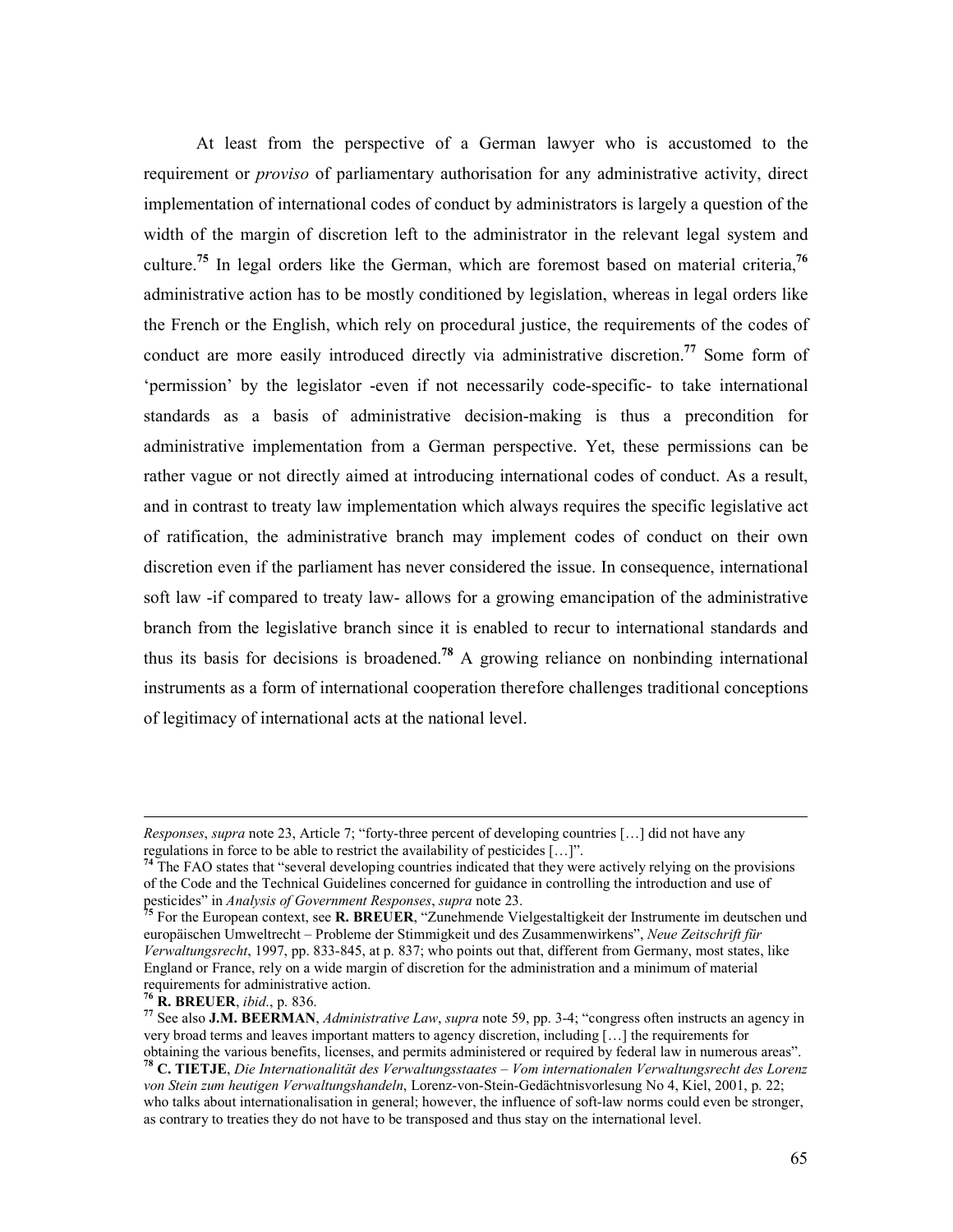At least from the perspective of a German lawyer who is accustomed to the requirement or *proviso* of parliamentary authorisation for any administrative activity, direct implementation of international codes of conduct by administrators is largely a question of the width of the margin of discretion left to the administrator in the relevant legal system and culture.[75] In legal orders like the German, which are foremost based on material criteria,[76] administrative action has to be mostly conditioned by legislation, whereas in legal orders like the French or the English, which rely on procedural justice, the requirements of the codes of conduct are more easily introduced directly via administrative discretion.[77] Some form of 'permission' by the legislator -even if not necessarily code-specific- to take international standards as a basis of administrative decision-making is thus a precondition for administrative implementation from a German perspective. Yet, these permissions can be rather vague or not directly aimed at introducing international codes of conduct. As a result, and in contrast to treaty law implementation which always requires the specific legislative act of ratification, the administrative branch may implement codes of conduct on their own discretion even if the parliament has never considered the issue. In consequence, international soft law -if compared to treaty law- allows for a growing emancipation of the administrative branch from the legislative branch since it is enabled to recur to international standards and thus its basis for decisions is broadened.[78] A growing reliance on nonbinding international instruments as a form of international cooperation therefore challenges traditional conceptions of legitimacy of international acts at the national level.

---

*Responses*, *supra* note 23, Article 7; "forty-three percent of developing countries […] did not have any regulations in force to be able to restrict the availability of pesticides […]".

[74] The FAO states that "several developing countries indicated that they were actively relying on the provisions of the Code and the Technical Guidelines concerned for guidance in controlling the introduction and use of pesticides" in *Analysis of Government Responses*, *supra* note 23.

[75] For the European context, see **R. BREUER**, "Zunehmende Vielgestaltigkeit der Instrumente im deutschen und europäischen Umweltrecht – Probleme der Stimmigkeit und des Zusammenwirkens", *Neue Zeitschrift für Verwaltungsrecht*, 1997, pp. 833-845, at p. 837; who points out that, different from Germany, most states, like England or France, rely on a wide margin of discretion for the administration and a minimum of material requirements for administrative action.

[76] **R. BREUER**, *ibid*., p. 836.

[77] See also **J.M. BEERMAN**, *Administrative Law*, *supra* note 59, pp. 3-4; "congress often instructs an agency in very broad terms and leaves important matters to agency discretion, including […] the requirements for obtaining the various benefits, licenses, and permits administered or required by federal law in numerous areas".

[78] **C. TIETJE**, *Die Internationalität des Verwaltungsstaates – Vom internationalen Verwaltungsrecht des Lorenz von Stein zum heutigen Verwaltungshandeln*, Lorenz-von-Stein-Gedächtnisvorlesung No 4, Kiel, 2001, p. 22; who talks about internationalisation in general; however, the influence of soft-law norms could even be stronger, as contrary to treaties they do not have to be transposed and thus stay on the international level.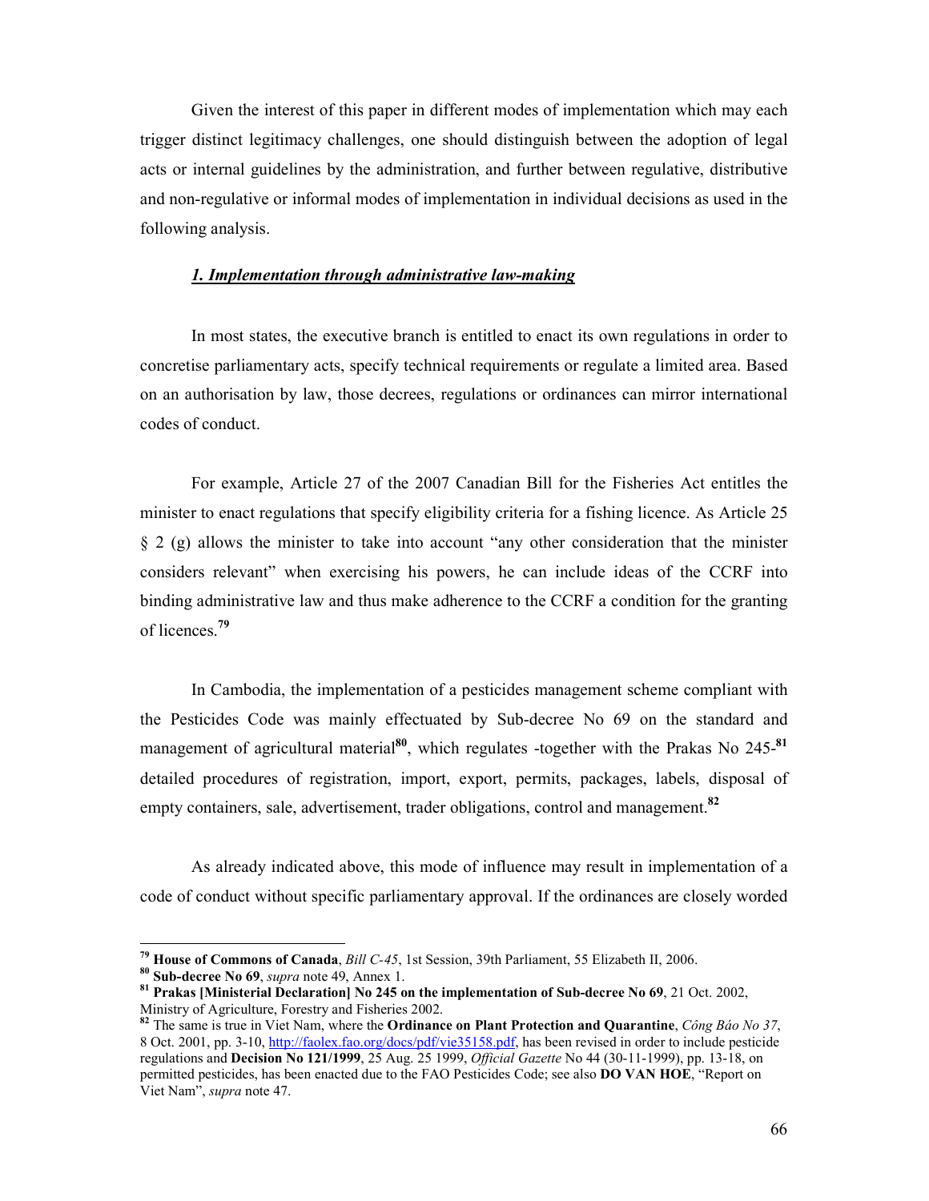Given the interest of this paper in different modes of implementation which may each trigger distinct legitimacy challenges, one should distinguish between the adoption of legal acts or internal guidelines by the administration, and further between regulative, distributive and non-regulative or informal modes of implementation in individual decisions as used in the following analysis.

### ***1. Implementation through administrative law-making***

In most states, the executive branch is entitled to enact its own regulations in order to concretise parliamentary acts, specify technical requirements or regulate a limited area. Based on an authorisation by law, those decrees, regulations or ordinances can mirror international codes of conduct.

For example, Article 27 of the 2007 Canadian Bill for the Fisheries Act entitles the minister to enact regulations that specify eligibility criteria for a fishing licence. As Article 25 § 2 (g) allows the minister to take into account "any other consideration that the minister considers relevant" when exercising his powers, he can include ideas of the CCRF into binding administrative law and thus make adherence to the CCRF a condition for the granting of licences.[79]

In Cambodia, the implementation of a pesticides management scheme compliant with the Pesticides Code was mainly effectuated by Sub-decree No 69 on the standard and management of agricultural material[80], which regulates -together with the Prakas No 245-[81] detailed procedures of registration, import, export, permits, packages, labels, disposal of empty containers, sale, advertisement, trader obligations, control and management.[82]

As already indicated above, this mode of influence may result in implementation of a code of conduct without specific parliamentary approval. If the ordinances are closely worded

---

[79] **House of Commons of Canada**, *Bill C-45*, 1st Session, 39th Parliament, 55 Elizabeth II, 2006.

[80] **Sub-decree No 69**, *supra* note 49, Annex 1.

[81] **Prakas [Ministerial Declaration] No 245 on the implementation of Sub-decree No 69**, 21 Oct. 2002, Ministry of Agriculture, Forestry and Fisheries 2002.

[82] The same is true in Viet Nam, where the **Ordinance on Plant Protection and Quarantine**, *Công Báo No 37*, 8 Oct. 2001, pp. 3-10, http://faolex.fao.org/docs/pdf/vie35158.pdf, has been revised in order to include pesticide regulations and **Decision No 121/1999**, 25 Aug. 25 1999, *Official Gazette* No 44 (30-11-1999), pp. 13-18, on permitted pesticides, has been enacted due to the FAO Pesticides Code; see also **DO VAN HOE**, "Report on Viet Nam", *supra* note 47.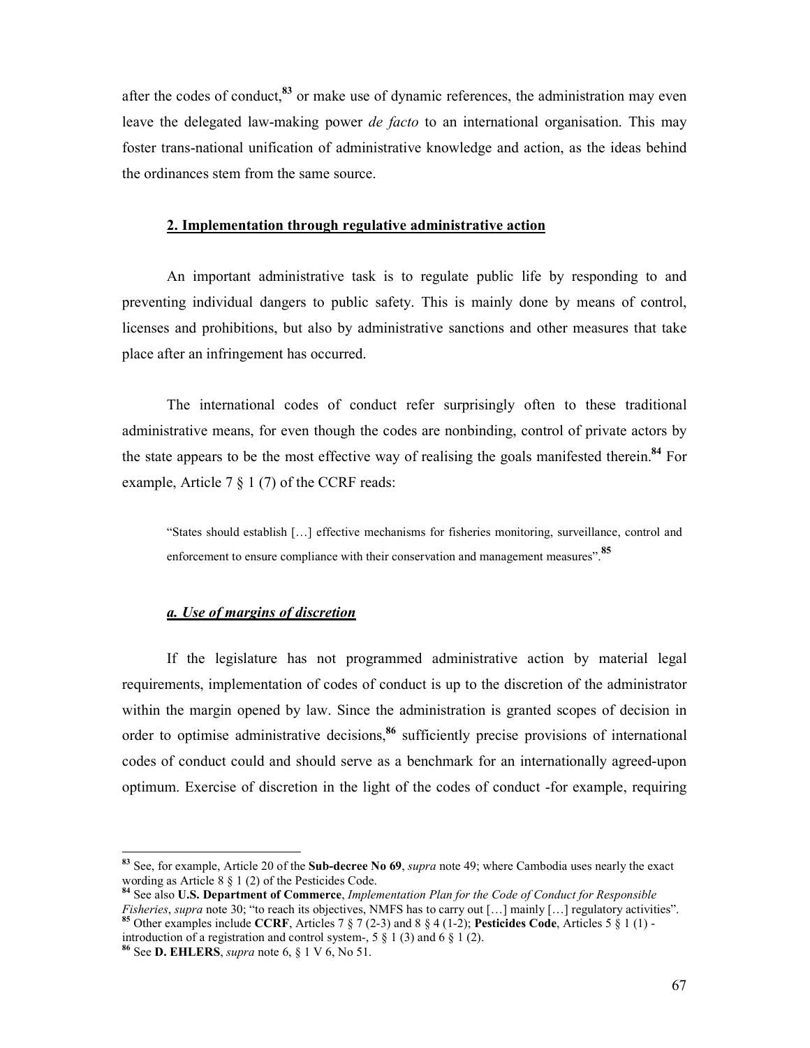after the codes of conduct,[83] or make use of dynamic references, the administration may even leave the delegated law-making power *de facto* to an international organisation. This may foster trans-national unification of administrative knowledge and action, as the ideas behind the ordinances stem from the same source.

### 2. Implementation through regulative administrative action

An important administrative task is to regulate public life by responding to and preventing individual dangers to public safety. This is mainly done by means of control, licenses and prohibitions, but also by administrative sanctions and other measures that take place after an infringement has occurred.

The international codes of conduct refer surprisingly often to these traditional administrative means, for even though the codes are nonbinding, control of private actors by the state appears to be the most effective way of realising the goals manifested therein.[84] For example, Article 7 § 1 (7) of the CCRF reads:

> "States should establish […] effective mechanisms for fisheries monitoring, surveillance, control and enforcement to ensure compliance with their conservation and management measures".[85]

#### *a. Use of margins of discretion*

If the legislature has not programmed administrative action by material legal requirements, implementation of codes of conduct is up to the discretion of the administrator within the margin opened by law. Since the administration is granted scopes of decision in order to optimise administrative decisions,[86] sufficiently precise provisions of international codes of conduct could and should serve as a benchmark for an internationally agreed-upon optimum. Exercise of discretion in the light of the codes of conduct -for example, requiring

---

[83] See, for example, Article 20 of the **Sub-decree No 69**, *supra* note 49; where Cambodia uses nearly the exact wording as Article 8 § 1 (2) of the Pesticides Code.

[84] See also **U.S. Department of Commerce**, *Implementation Plan for the Code of Conduct for Responsible Fisheries*, *supra* note 30; "to reach its objectives, NMFS has to carry out […] mainly […] regulatory activities".

[85] Other examples include **CCRF**, Articles 7 § 7 (2-3) and 8 § 4 (1-2); **Pesticides Code**, Articles 5 § 1 (1) -introduction of a registration and control system-, 5 § 1 (3) and 6 § 1 (2).

[86] See **D. EHLERS**, *supra* note 6, § 1 V 6, No 51.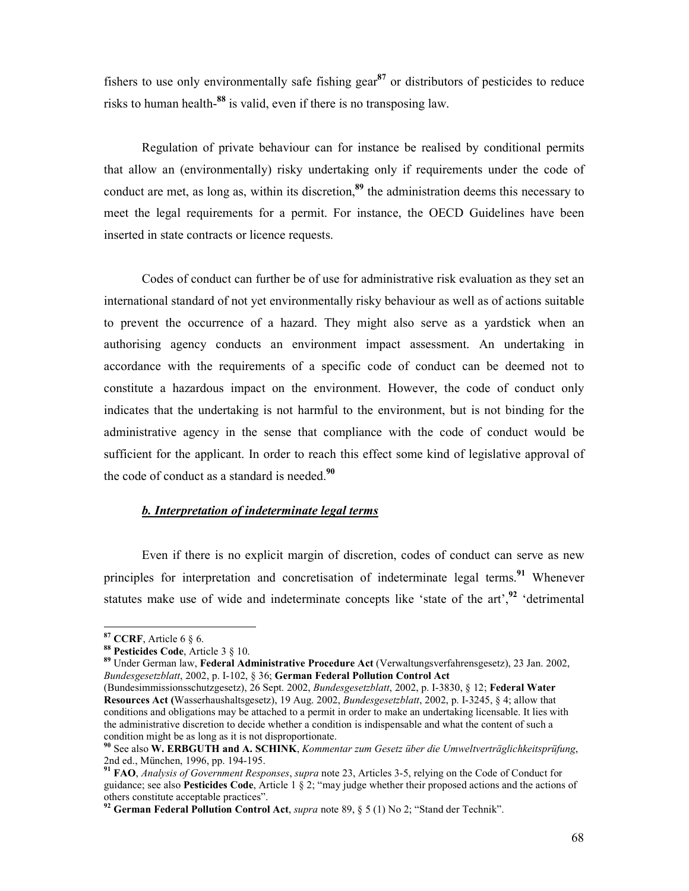fishers to use only environmentally safe fishing gear[87] or distributors of pesticides to reduce risks to human health-[88] is valid, even if there is no transposing law.

Regulation of private behaviour can for instance be realised by conditional permits that allow an (environmentally) risky undertaking only if requirements under the code of conduct are met, as long as, within its discretion,[89] the administration deems this necessary to meet the legal requirements for a permit. For instance, the OECD Guidelines have been inserted in state contracts or licence requests.

Codes of conduct can further be of use for administrative risk evaluation as they set an international standard of not yet environmentally risky behaviour as well as of actions suitable to prevent the occurrence of a hazard. They might also serve as a yardstick when an authorising agency conducts an environment impact assessment. An undertaking in accordance with the requirements of a specific code of conduct can be deemed not to constitute a hazardous impact on the environment. However, the code of conduct only indicates that the undertaking is not harmful to the environment, but is not binding for the administrative agency in the sense that compliance with the code of conduct would be sufficient for the applicant. In order to reach this effect some kind of legislative approval of the code of conduct as a standard is needed.[90]

#### ***b. Interpretation of indeterminate legal terms***

Even if there is no explicit margin of discretion, codes of conduct can serve as new principles for interpretation and concretisation of indeterminate legal terms.[91] Whenever statutes make use of wide and indeterminate concepts like 'state of the art',[92] 'detrimental

---

[87] **CCRF**, Article 6 § 6.

[88] **Pesticides Code**, Article 3 § 10.

[89] Under German law, **Federal Administrative Procedure Act** (Verwaltungsverfahrensgesetz), 23 Jan. 2002, *Bundesgesetzblatt*, 2002, p. I-102, § 36; **German Federal Pollution Control Act** (Bundesimmissionsschutzgesetz), 26 Sept. 2002, *Bundesgesetzblatt*, 2002, p. I-3830, § 12; **Federal Water Resources Act (**Wasserhaushaltsgesetz), 19 Aug. 2002, *Bundesgesetzblatt*, 2002, p. I-3245, § 4; allow that conditions and obligations may be attached to a permit in order to make an undertaking licensable. It lies with the administrative discretion to decide whether a condition is indispensable and what the content of such a condition might be as long as it is not disproportionate.

[90] See also **W. ERBGUTH and A. SCHINK**, *Kommentar zum Gesetz über die Umweltverträglichkeitsprüfung*, 2nd ed., München, 1996, pp. 194-195.

[91] **FAO**, *Analysis of Government Responses*, *supra* note 23, Articles 3-5, relying on the Code of Conduct for guidance; see also **Pesticides Code**, Article 1 § 2; "may judge whether their proposed actions and the actions of others constitute acceptable practices".

[92] **German Federal Pollution Control Act**, *supra* note 89, § 5 (1) No 2; "Stand der Technik".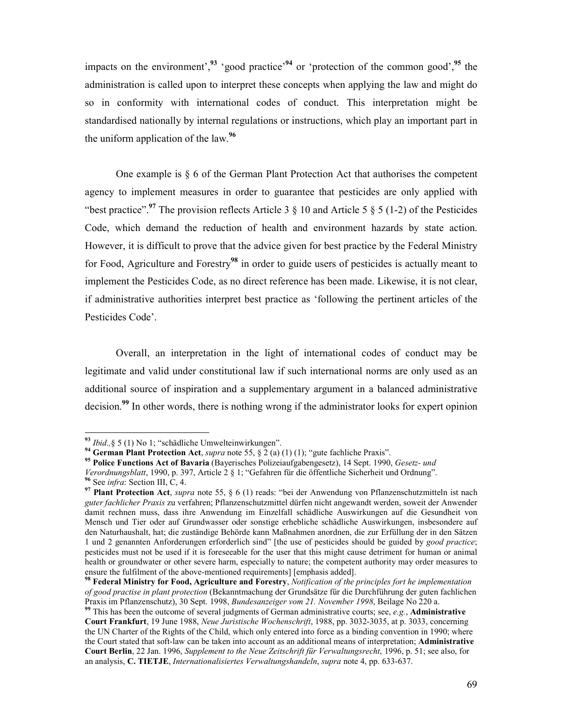impacts on the environment',[93] 'good practice'[94] or 'protection of the common good',[95] the administration is called upon to interpret these concepts when applying the law and might do so in conformity with international codes of conduct. This interpretation might be standardised nationally by internal regulations or instructions, which play an important part in the uniform application of the law.[96]

One example is § 6 of the German Plant Protection Act that authorises the competent agency to implement measures in order to guarantee that pesticides are only applied with "best practice".[97] The provision reflects Article 3 § 10 and Article 5 § 5 (1-2) of the Pesticides Code, which demand the reduction of health and environment hazards by state action. However, it is difficult to prove that the advice given for best practice by the Federal Ministry for Food, Agriculture and Forestry[98] in order to guide users of pesticides is actually meant to implement the Pesticides Code, as no direct reference has been made. Likewise, it is not clear, if administrative authorities interpret best practice as 'following the pertinent articles of the Pesticides Code'.

Overall, an interpretation in the light of international codes of conduct may be legitimate and valid under constitutional law if such international norms are only used as an additional source of inspiration and a supplementary argument in a balanced administrative decision.[99] In other words, there is nothing wrong if the administrator looks for expert opinion

---

[93] *Ibid.,*§ 5 (1) No 1; "schädliche Umwelteinwirkungen".

[94] **German Plant Protection Act**, *supra* note 55, § 2 (a) (1) (1); "gute fachliche Praxis".

[95] **Police Functions Act of Bavaria** (Bayerisches Polizeiaufgabengesetz), 14 Sept. 1990, *Gesetz- und Verordnungsblatt*, 1990, p. 397, Article 2 § 1; "Gefahren für die öffentliche Sicherheit und Ordnung".

[96] See *infra*: Section III, C, 4.

[97] **Plant Protection Act**, *supra* note 55, § 6 (1) reads: "bei der Anwendung von Pflanzenschutzmitteln ist nach *guter fachlicher Praxis* zu verfahren; Pflanzenschutzmittel dürfen nicht angewandt werden, soweit der Anwender damit rechnen muss, dass ihre Anwendung im Einzelfall schädliche Auswirkungen auf die Gesundheit von Mensch und Tier oder auf Grundwasser oder sonstige erhebliche schädliche Auswirkungen, insbesondere auf den Naturhaushalt, hat; die zuständige Behörde kann Maßnahmen anordnen, die zur Erfüllung der in den Sätzen 1 und 2 genannten Anforderungen erforderlich sind" [the use of pesticides should be guided by *good practice*; pesticides must not be used if it is foreseeable for the user that this might cause detriment for human or animal health or groundwater or other severe harm, especially to nature; the competent authority may order measures to ensure the fulfilment of the above-mentioned requirements] [emphasis added].

[98] **Federal Ministry for Food, Agriculture and Forestry**, *Notification of the principles fort he implementation of good practise in plant protection* (Bekanntmachung der Grundsätze für die Durchführung der guten fachlichen Praxis im Pflanzenschutz), 30 Sept. 1998, *Bundesanzeiger vom 21. November 1998*, Beilage No 220 a.

[99] This has been the outcome of several judgments of German administrative courts; see, *e.g.*, **Administrative Court Frankfurt**, 19 June 1988, *Neue Juristische Wochenschrift*, 1988, pp. 3032-3035, at p. 3033, concerning the UN Charter of the Rights of the Child, which only entered into force as a binding convention in 1990; where the Court stated that soft-law can be taken into account as an additional means of interpretation; **Administrative Court Berlin**, 22 Jan. 1996, *Supplement to the Neue Zeitschrift für Verwaltungsrecht*, 1996, p. 51; see also, for an analysis, **C. TIETJE**, *Internationalisiertes Verwaltungshandeln*, *supra* note 4, pp. 633-637.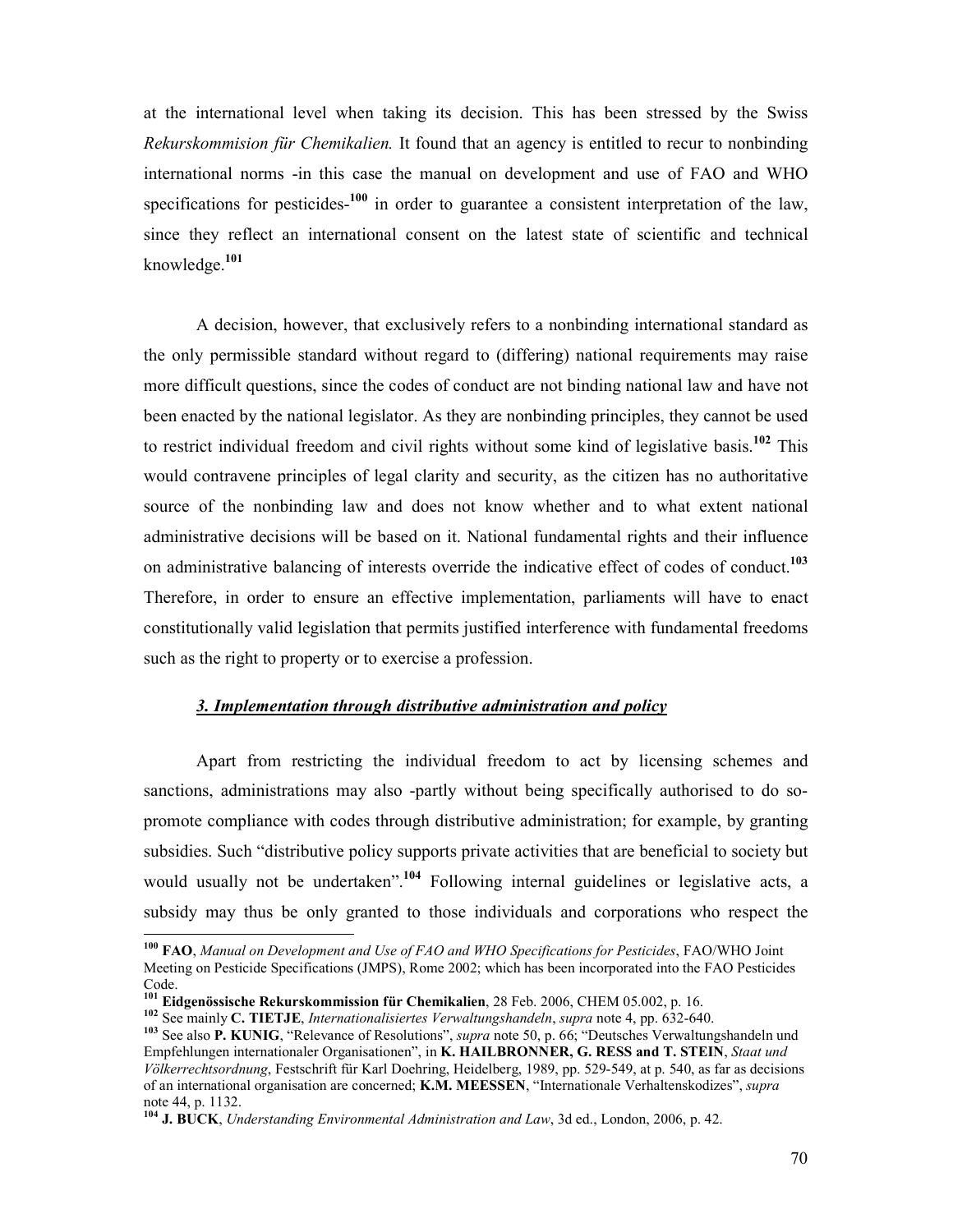at the international level when taking its decision. This has been stressed by the Swiss *Rekurskommision für Chemikalien.* It found that an agency is entitled to recur to nonbinding international norms -in this case the manual on development and use of FAO and WHO specifications for pesticides-[100] in order to guarantee a consistent interpretation of the law, since they reflect an international consent on the latest state of scientific and technical knowledge.[101]

A decision, however, that exclusively refers to a nonbinding international standard as the only permissible standard without regard to (differing) national requirements may raise more difficult questions, since the codes of conduct are not binding national law and have not been enacted by the national legislator. As they are nonbinding principles, they cannot be used to restrict individual freedom and civil rights without some kind of legislative basis.[102] This would contravene principles of legal clarity and security, as the citizen has no authoritative source of the nonbinding law and does not know whether and to what extent national administrative decisions will be based on it. National fundamental rights and their influence on administrative balancing of interests override the indicative effect of codes of conduct.[103] Therefore, in order to ensure an effective implementation, parliaments will have to enact constitutionally valid legislation that permits justified interference with fundamental freedoms such as the right to property or to exercise a profession.

### ***3. Implementation through distributive administration and policy***

Apart from restricting the individual freedom to act by licensing schemes and sanctions, administrations may also -partly without being specifically authorised to do so- promote compliance with codes through distributive administration; for example, by granting subsidies. Such "distributive policy supports private activities that are beneficial to society but would usually not be undertaken".[104] Following internal guidelines or legislative acts, a subsidy may thus be only granted to those individuals and corporations who respect the

---

[100] **FAO**, *Manual on Development and Use of FAO and WHO Specifications for Pesticides*, FAO/WHO Joint Meeting on Pesticide Specifications (JMPS), Rome 2002; which has been incorporated into the FAO Pesticides Code.

[101] **Eidgenössische Rekurskommission für Chemikalien**, 28 Feb. 2006, CHEM 05.002, p. 16.

[102] See mainly **C. TIETJE**, *Internationalisiertes Verwaltungshandeln*, *supra* note 4, pp. 632-640.

[103] See also **P. KUNIG**, "Relevance of Resolutions", *supra* note 50, p. 66; "Deutsches Verwaltungshandeln und Empfehlungen internationaler Organisationen", in **K. HAILBRONNER, G. RESS and T. STEIN**, *Staat und Völkerrechtsordnung*, Festschrift für Karl Doehring, Heidelberg, 1989, pp. 529-549, at p. 540, as far as decisions of an international organisation are concerned; **K.M. MEESSEN**, "Internationale Verhaltenskodizes", *supra* note 44, p. 1132.

[104] **J. BUCK**, *Understanding Environmental Administration and Law*, 3d ed., London, 2006, p. 42.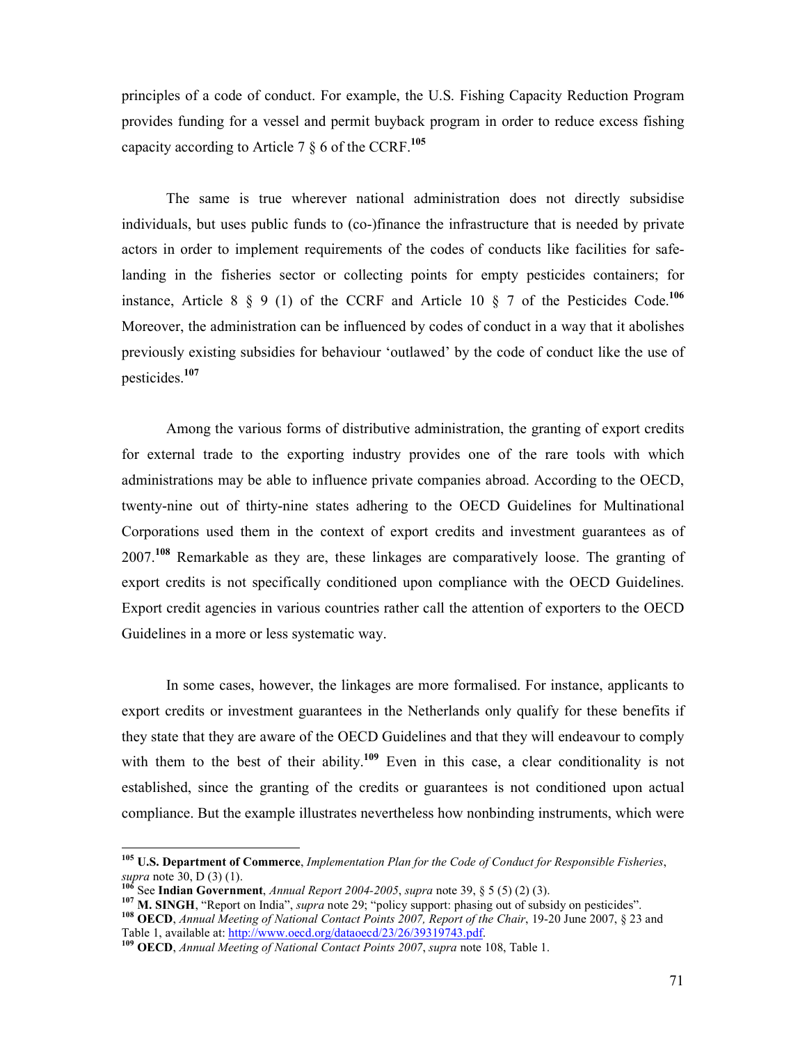principles of a code of conduct. For example, the U.S. Fishing Capacity Reduction Program provides funding for a vessel and permit buyback program in order to reduce excess fishing capacity according to Article 7 § 6 of the CCRF.[105]

The same is true wherever national administration does not directly subsidise individuals, but uses public funds to (co-)finance the infrastructure that is needed by private actors in order to implement requirements of the codes of conducts like facilities for safe-landing in the fisheries sector or collecting points for empty pesticides containers; for instance, Article 8 § 9 (1) of the CCRF and Article 10 § 7 of the Pesticides Code.[106] Moreover, the administration can be influenced by codes of conduct in a way that it abolishes previously existing subsidies for behaviour 'outlawed' by the code of conduct like the use of pesticides.[107]

Among the various forms of distributive administration, the granting of export credits for external trade to the exporting industry provides one of the rare tools with which administrations may be able to influence private companies abroad. According to the OECD, twenty-nine out of thirty-nine states adhering to the OECD Guidelines for Multinational Corporations used them in the context of export credits and investment guarantees as of 2007.[108] Remarkable as they are, these linkages are comparatively loose. The granting of export credits is not specifically conditioned upon compliance with the OECD Guidelines. Export credit agencies in various countries rather call the attention of exporters to the OECD Guidelines in a more or less systematic way.

In some cases, however, the linkages are more formalised. For instance, applicants to export credits or investment guarantees in the Netherlands only qualify for these benefits if they state that they are aware of the OECD Guidelines and that they will endeavour to comply with them to the best of their ability.[109] Even in this case, a clear conditionality is not established, since the granting of the credits or guarantees is not conditioned upon actual compliance. But the example illustrates nevertheless how nonbinding instruments, which were

---

[105] **U.S. Department of Commerce**, *Implementation Plan for the Code of Conduct for Responsible Fisheries*, *supra* note 30, D (3) (1).

[106] See **Indian Government**, *Annual Report 2004-2005*, *supra* note 39, § 5 (5) (2) (3).

[107] **M. SINGH**, "Report on India", *supra* note 29; "policy support: phasing out of subsidy on pesticides".

[108] **OECD**, *Annual Meeting of National Contact Points 2007, Report of the Chair*, 19-20 June 2007, § 23 and Table 1, available at: http://www.oecd.org/dataoecd/23/26/39319743.pdf.

[109] **OECD**, *Annual Meeting of National Contact Points 2007*, *supra* note 108, Table 1.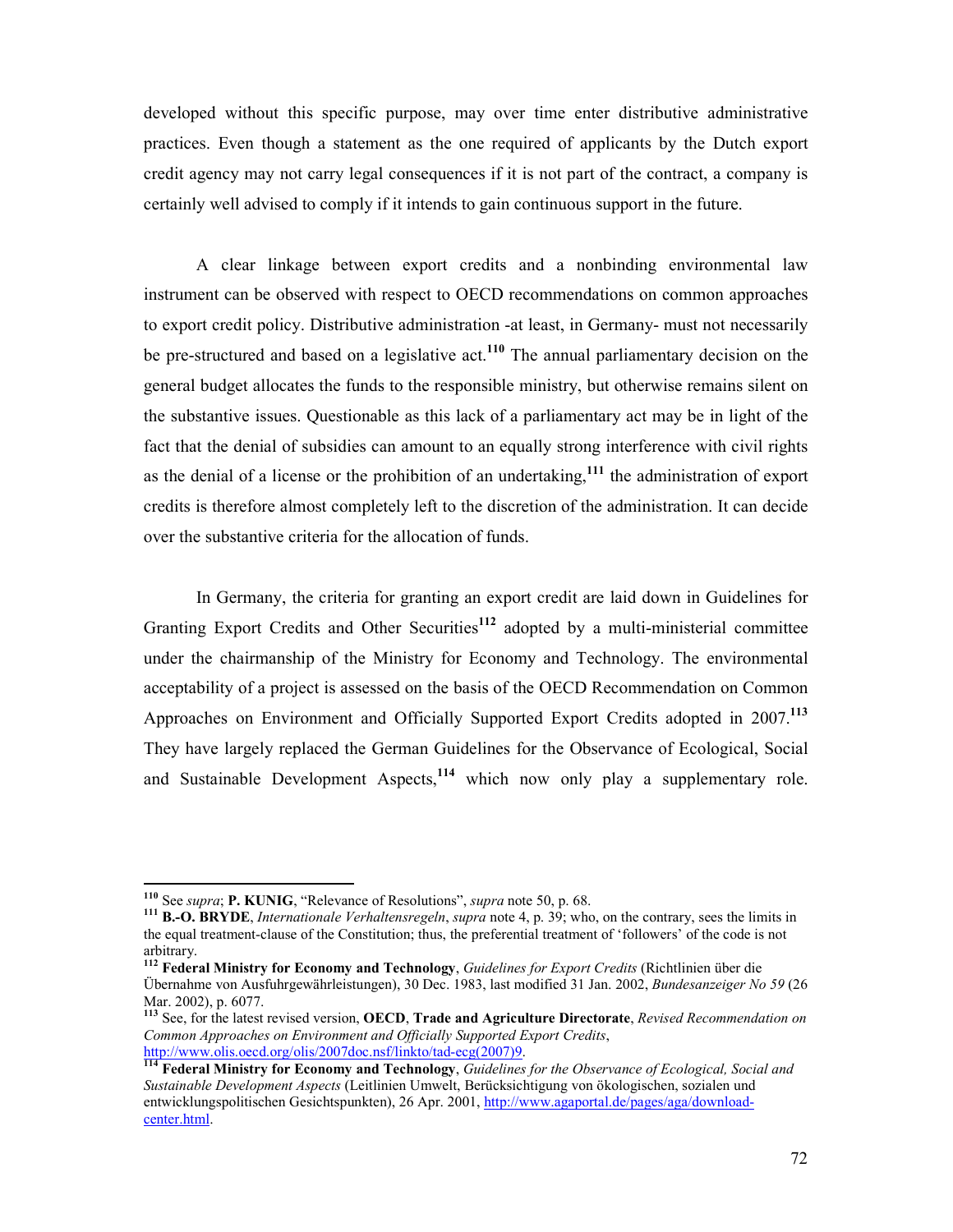developed without this specific purpose, may over time enter distributive administrative practices. Even though a statement as the one required of applicants by the Dutch export credit agency may not carry legal consequences if it is not part of the contract, a company is certainly well advised to comply if it intends to gain continuous support in the future.

A clear linkage between export credits and a nonbinding environmental law instrument can be observed with respect to OECD recommendations on common approaches to export credit policy. Distributive administration -at least, in Germany- must not necessarily be pre-structured and based on a legislative act.[110] The annual parliamentary decision on the general budget allocates the funds to the responsible ministry, but otherwise remains silent on the substantive issues. Questionable as this lack of a parliamentary act may be in light of the fact that the denial of subsidies can amount to an equally strong interference with civil rights as the denial of a license or the prohibition of an undertaking,[111] the administration of export credits is therefore almost completely left to the discretion of the administration. It can decide over the substantive criteria for the allocation of funds.

In Germany, the criteria for granting an export credit are laid down in Guidelines for Granting Export Credits and Other Securities[112] adopted by a multi-ministerial committee under the chairmanship of the Ministry for Economy and Technology. The environmental acceptability of a project is assessed on the basis of the OECD Recommendation on Common Approaches on Environment and Officially Supported Export Credits adopted in 2007.[113] They have largely replaced the German Guidelines for the Observance of Ecological, Social and Sustainable Development Aspects,[114] which now only play a supplementary role.

---

[110] See *supra*; **P. KUNIG**, "Relevance of Resolutions", *supra* note 50, p. 68.

[111] **B.-O. BRYDE**, *Internationale Verhaltensregeln*, *supra* note 4, p. 39; who, on the contrary, sees the limits in the equal treatment-clause of the Constitution; thus, the preferential treatment of 'followers' of the code is not arbitrary.

[112] **Federal Ministry for Economy and Technology**, *Guidelines for Export Credits* (Richtlinien über die Übernahme von Ausfuhrgewährleistungen), 30 Dec. 1983, last modified 31 Jan. 2002, *Bundesanzeiger No 59* (26 Mar. 2002), p. 6077.

[113] See, for the latest revised version, **OECD**, **Trade and Agriculture Directorate**, *Revised Recommendation on Common Approaches on Environment and Officially Supported Export Credits*, http://www.olis.oecd.org/olis/2007doc.nsf/linkto/tad-ecg(2007)9.

[114] **Federal Ministry for Economy and Technology**, *Guidelines for the Observance of Ecological, Social and Sustainable Development Aspects* (Leitlinien Umwelt, Berücksichtigung von ökologischen, sozialen und entwicklungspolitischen Gesichtspunkten), 26 Apr. 2001, http://www.agaportal.de/pages/aga/download-center.html.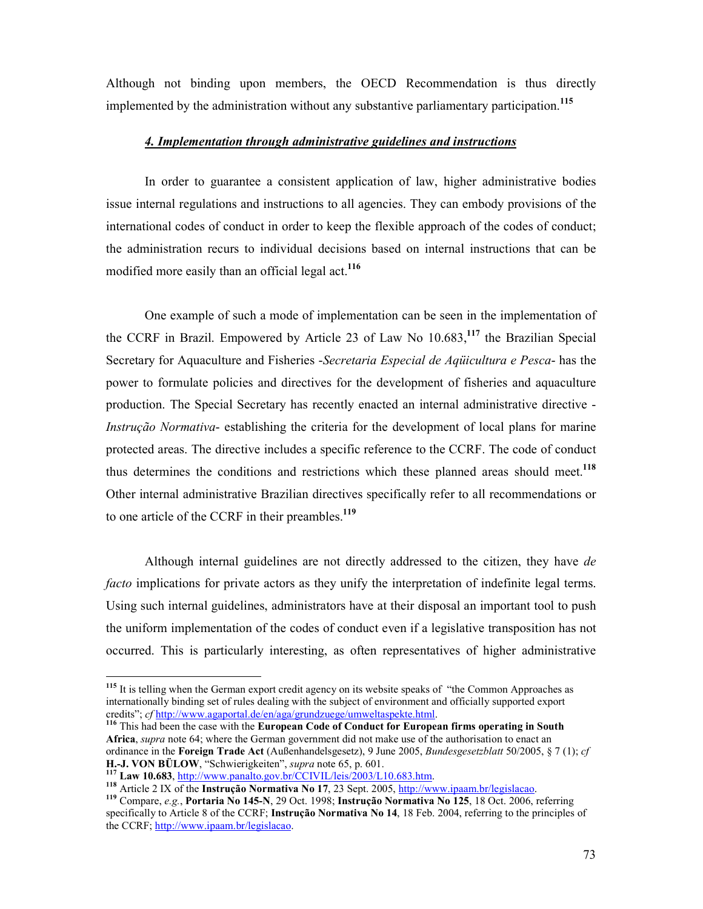Although not binding upon members, the OECD Recommendation is thus directly implemented by the administration without any substantive parliamentary participation.[115]

### *4. Implementation through administrative guidelines and instructions*

In order to guarantee a consistent application of law, higher administrative bodies issue internal regulations and instructions to all agencies. They can embody provisions of the international codes of conduct in order to keep the flexible approach of the codes of conduct; the administration recurs to individual decisions based on internal instructions that can be modified more easily than an official legal act.[116]

One example of such a mode of implementation can be seen in the implementation of the CCRF in Brazil. Empowered by Article 23 of Law No 10.683,[117] the Brazilian Special Secretary for Aquaculture and Fisheries -*Secretaria Especial de Aqüicultura e Pesca*- has the power to formulate policies and directives for the development of fisheries and aquaculture production. The Special Secretary has recently enacted an internal administrative directive -*Instrução Normativa*- establishing the criteria for the development of local plans for marine protected areas. The directive includes a specific reference to the CCRF. The code of conduct thus determines the conditions and restrictions which these planned areas should meet.[118] Other internal administrative Brazilian directives specifically refer to all recommendations or to one article of the CCRF in their preambles.[119]

Although internal guidelines are not directly addressed to the citizen, they have *de facto* implications for private actors as they unify the interpretation of indefinite legal terms. Using such internal guidelines, administrators have at their disposal an important tool to push the uniform implementation of the codes of conduct even if a legislative transposition has not occurred. This is particularly interesting, as often representatives of higher administrative

---

[115] It is telling when the German export credit agency on its website speaks of "the Common Approaches as internationally binding set of rules dealing with the subject of environment and officially supported export credits"; *cf* http://www.agaportal.de/en/aga/grundzuege/umweltaspekte.html.

[116] This had been the case with the **European Code of Conduct for European firms operating in South Africa**, *supra* note 64; where the German government did not make use of the authorisation to enact an ordinance in the **Foreign Trade Act** (Außenhandelsgesetz), 9 June 2005, *Bundesgesetzblatt* 50/2005, § 7 (1); *cf* **H.-J. VON BÜLOW**, "Schwierigkeiten", *supra* note 65, p. 601.

[117] **Law 10.683**, http://www.panalto.gov.br/CCIVIL/leis/2003/L10.683.htm.

[118] Article 2 IX of the **Instrução Normativa No 17**, 23 Sept. 2005, http://www.ipaam.br/legislacao.

[119] Compare, *e.g.*, **Portaria No 145-N**, 29 Oct. 1998; **Instrução Normativa No 125**, 18 Oct. 2006, referring specifically to Article 8 of the CCRF; **Instrução Normativa No 14**, 18 Feb. 2004, referring to the principles of the CCRF; http://www.ipaam.br/legislacao.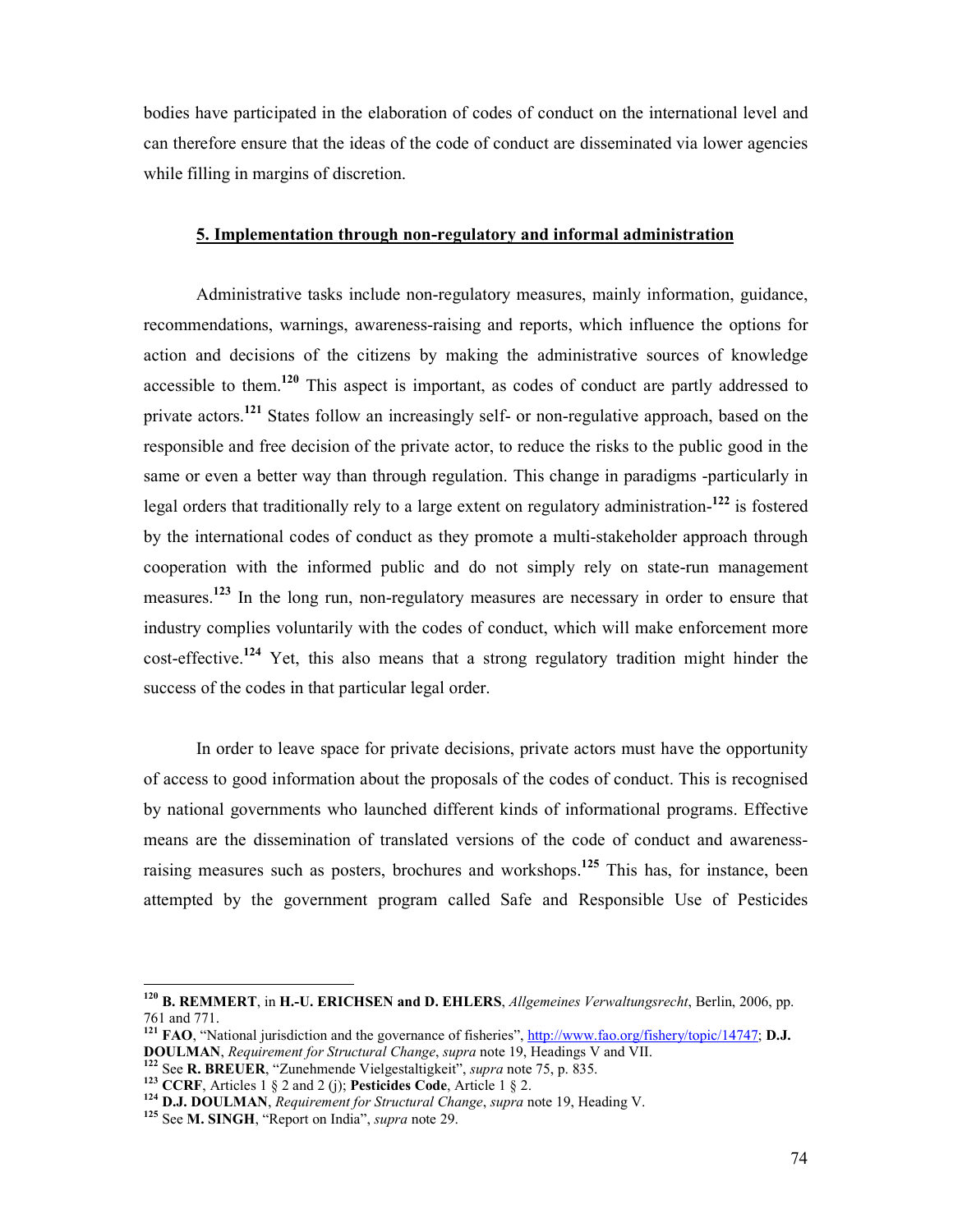bodies have participated in the elaboration of codes of conduct on the international level and can therefore ensure that the ideas of the code of conduct are disseminated via lower agencies while filling in margins of discretion.

## 5. Implementation through non-regulatory and informal administration

Administrative tasks include non-regulatory measures, mainly information, guidance, recommendations, warnings, awareness-raising and reports, which influence the options for action and decisions of the citizens by making the administrative sources of knowledge accessible to them.[120] This aspect is important, as codes of conduct are partly addressed to private actors.[121] States follow an increasingly self- or non-regulative approach, based on the responsible and free decision of the private actor, to reduce the risks to the public good in the same or even a better way than through regulation. This change in paradigms -particularly in legal orders that traditionally rely to a large extent on regulatory administration-[122] is fostered by the international codes of conduct as they promote a multi-stakeholder approach through cooperation with the informed public and do not simply rely on state-run management measures.[123] In the long run, non-regulatory measures are necessary in order to ensure that industry complies voluntarily with the codes of conduct, which will make enforcement more cost-effective.[124] Yet, this also means that a strong regulatory tradition might hinder the success of the codes in that particular legal order.

In order to leave space for private decisions, private actors must have the opportunity of access to good information about the proposals of the codes of conduct. This is recognised by national governments who launched different kinds of informational programs. Effective means are the dissemination of translated versions of the code of conduct and awareness-raising measures such as posters, brochures and workshops.[125] This has, for instance, been attempted by the government program called Safe and Responsible Use of Pesticides

---

[120] **B. REMMERT**, in **H.-U. ERICHSEN and D. EHLERS**, *Allgemeines Verwaltungsrecht*, Berlin, 2006, pp. 761 and 771.

[121] **FAO**, "National jurisdiction and the governance of fisheries", http://www.fao.org/fishery/topic/14747; **D.J. DOULMAN**, *Requirement for Structural Change*, *supra* note 19, Headings V and VII.

[122] See **R. BREUER**, "Zunehmende Vielgestaltigkeit", *supra* note 75, p. 835.

[123] **CCRF**, Articles 1 § 2 and 2 (j); **Pesticides Code**, Article 1 § 2.

[124] **D.J. DOULMAN**, *Requirement for Structural Change*, *supra* note 19, Heading V.

[125] See **M. SINGH**, "Report on India", *supra* note 29.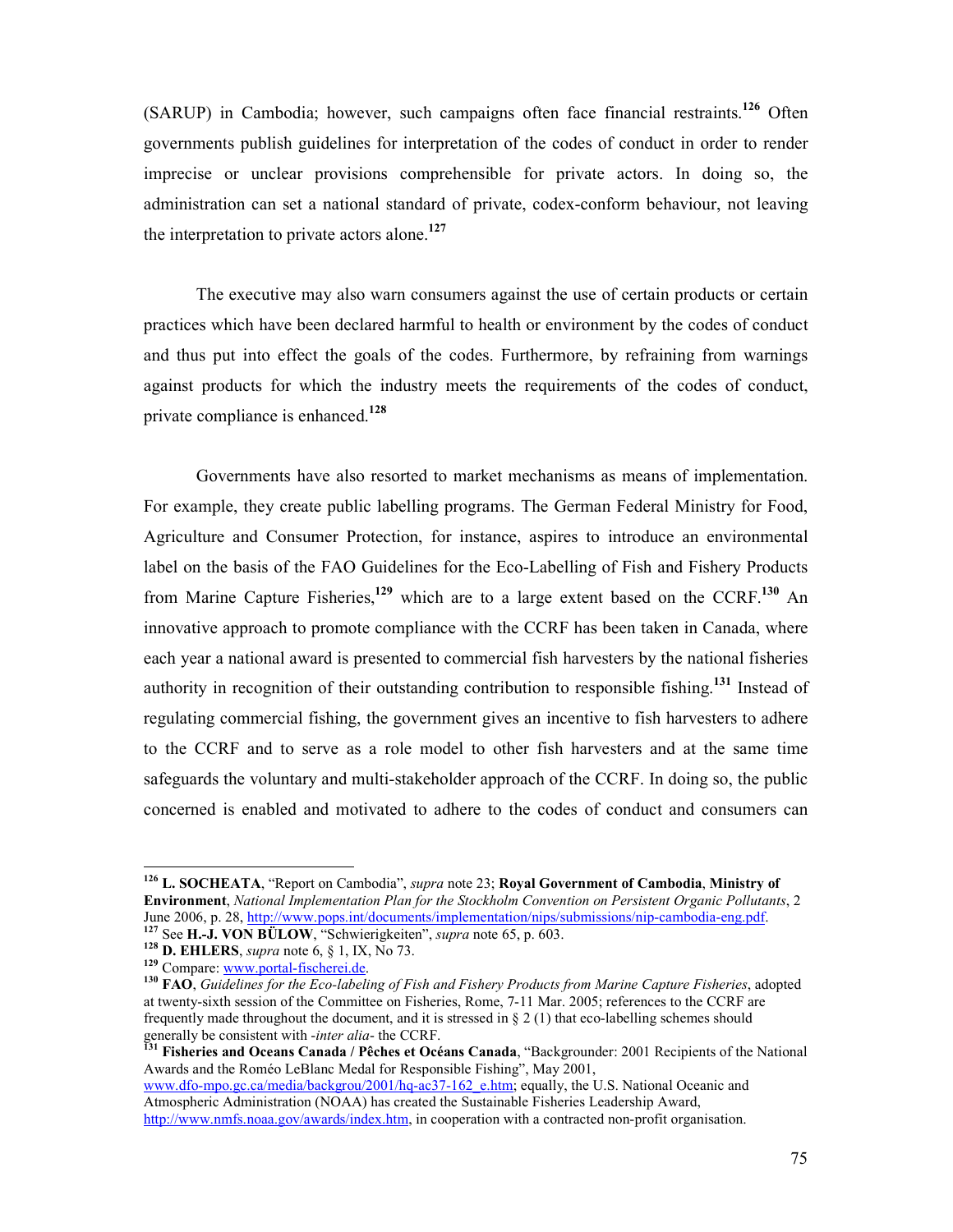(SARUP) in Cambodia; however, such campaigns often face financial restraints.[126] Often governments publish guidelines for interpretation of the codes of conduct in order to render imprecise or unclear provisions comprehensible for private actors. In doing so, the administration can set a national standard of private, codex-conform behaviour, not leaving the interpretation to private actors alone.[127]

The executive may also warn consumers against the use of certain products or certain practices which have been declared harmful to health or environment by the codes of conduct and thus put into effect the goals of the codes. Furthermore, by refraining from warnings against products for which the industry meets the requirements of the codes of conduct, private compliance is enhanced.[128]

Governments have also resorted to market mechanisms as means of implementation. For example, they create public labelling programs. The German Federal Ministry for Food, Agriculture and Consumer Protection, for instance, aspires to introduce an environmental label on the basis of the FAO Guidelines for the Eco-Labelling of Fish and Fishery Products from Marine Capture Fisheries,[129] which are to a large extent based on the CCRF.[130] An innovative approach to promote compliance with the CCRF has been taken in Canada, where each year a national award is presented to commercial fish harvesters by the national fisheries authority in recognition of their outstanding contribution to responsible fishing.[131] Instead of regulating commercial fishing, the government gives an incentive to fish harvesters to adhere to the CCRF and to serve as a role model to other fish harvesters and at the same time safeguards the voluntary and multi-stakeholder approach of the CCRF. In doing so, the public concerned is enabled and motivated to adhere to the codes of conduct and consumers can

---

[126] **L. SOCHEATA**, "Report on Cambodia", *supra* note 23; **Royal Government of Cambodia**, **Ministry of Environment**, *National Implementation Plan for the Stockholm Convention on Persistent Organic Pollutants*, 2 June 2006, p. 28, http://www.pops.int/documents/implementation/nips/submissions/nip-cambodia-eng.pdf.

[127] See **H.-J. VON BÜLOW**, "Schwierigkeiten", *supra* note 65, p. 603.

[128] **D. EHLERS**, *supra* note 6, § 1, IX, No 73.

[129] Compare: www.portal-fischerei.de.

[130] **FAO**, *Guidelines for the Eco-labeling of Fish and Fishery Products from Marine Capture Fisheries*, adopted at twenty-sixth session of the Committee on Fisheries, Rome, 7-11 Mar. 2005; references to the CCRF are frequently made throughout the document, and it is stressed in § 2 (1) that eco-labelling schemes should generally be consistent with -*inter alia*- the CCRF.

[131] **Fisheries and Oceans Canada / Pêches et Océans Canada**, "Backgrounder: 2001 Recipients of the National Awards and the Roméo LeBlanc Medal for Responsible Fishing", May 2001, www.dfo-mpo.gc.ca/media/backgrou/2001/hq-ac37-162_e.htm; equally, the U.S. National Oceanic and Atmospheric Administration (NOAA) has created the Sustainable Fisheries Leadership Award, http://www.nmfs.noaa.gov/awards/index.htm, in cooperation with a contracted non-profit organisation.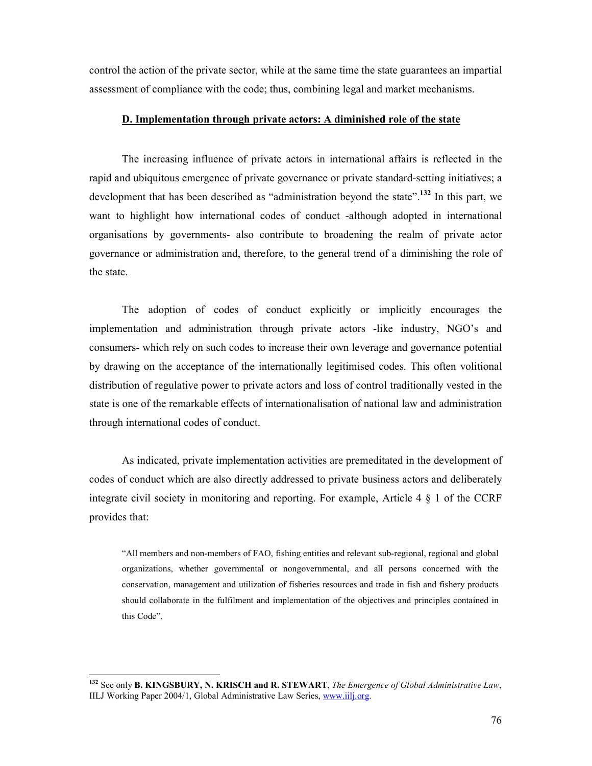control the action of the private sector, while at the same time the state guarantees an impartial assessment of compliance with the code; thus, combining legal and market mechanisms.

## D. Implementation through private actors: A diminished role of the state

The increasing influence of private actors in international affairs is reflected in the rapid and ubiquitous emergence of private governance or private standard-setting initiatives; a development that has been described as "administration beyond the state".[132] In this part, we want to highlight how international codes of conduct -although adopted in international organisations by governments- also contribute to broadening the realm of private actor governance or administration and, therefore, to the general trend of a diminishing the role of the state.

The adoption of codes of conduct explicitly or implicitly encourages the implementation and administration through private actors -like industry, NGO's and consumers- which rely on such codes to increase their own leverage and governance potential by drawing on the acceptance of the internationally legitimised codes. This often volitional distribution of regulative power to private actors and loss of control traditionally vested in the state is one of the remarkable effects of internationalisation of national law and administration through international codes of conduct.

As indicated, private implementation activities are premeditated in the development of codes of conduct which are also directly addressed to private business actors and deliberately integrate civil society in monitoring and reporting. For example, Article 4 § 1 of the CCRF provides that:

> "All members and non-members of FAO, fishing entities and relevant sub-regional, regional and global organizations, whether governmental or nongovernmental, and all persons concerned with the conservation, management and utilization of fisheries resources and trade in fish and fishery products should collaborate in the fulfilment and implementation of the objectives and principles contained in this Code".

---

[132] See only **B. KINGSBURY, N. KRISCH and R. STEWART**, *The Emergence of Global Administrative Law*, IILJ Working Paper 2004/1, Global Administrative Law Series, www.iilj.org.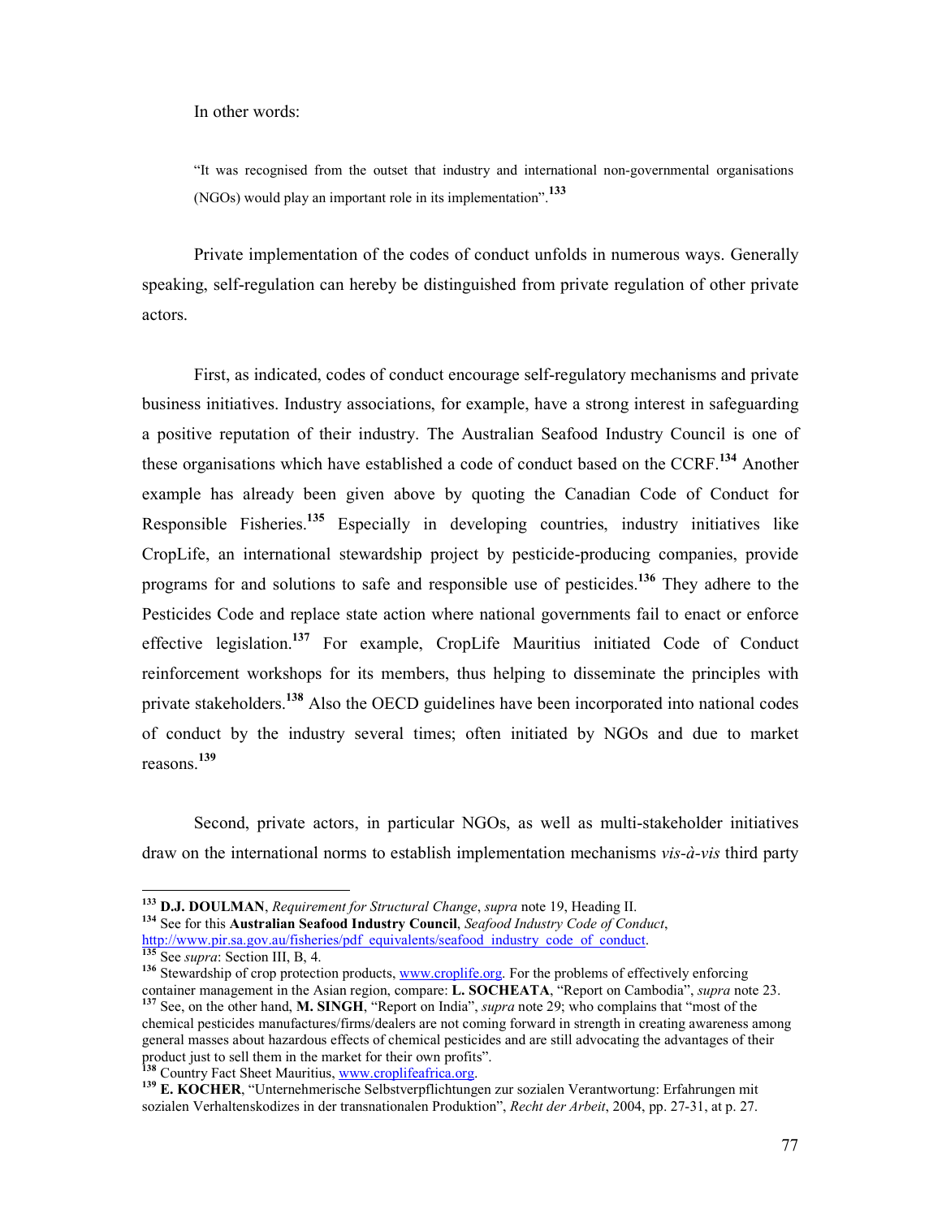In other words:

> "It was recognised from the outset that industry and international non-governmental organisations (NGOs) would play an important role in its implementation".[133]

Private implementation of the codes of conduct unfolds in numerous ways. Generally speaking, self-regulation can hereby be distinguished from private regulation of other private actors.

First, as indicated, codes of conduct encourage self-regulatory mechanisms and private business initiatives. Industry associations, for example, have a strong interest in safeguarding a positive reputation of their industry. The Australian Seafood Industry Council is one of these organisations which have established a code of conduct based on the CCRF.[134] Another example has already been given above by quoting the Canadian Code of Conduct for Responsible Fisheries.[135] Especially in developing countries, industry initiatives like CropLife, an international stewardship project by pesticide-producing companies, provide programs for and solutions to safe and responsible use of pesticides.[136] They adhere to the Pesticides Code and replace state action where national governments fail to enact or enforce effective legislation.[137] For example, CropLife Mauritius initiated Code of Conduct reinforcement workshops for its members, thus helping to disseminate the principles with private stakeholders.[138] Also the OECD guidelines have been incorporated into national codes of conduct by the industry several times; often initiated by NGOs and due to market reasons.[139]

Second, private actors, in particular NGOs, as well as multi-stakeholder initiatives draw on the international norms to establish implementation mechanisms *vis-à-vis* third party

---

[133] **D.J. DOULMAN**, *Requirement for Structural Change*, *supra* note 19, Heading II.

[134] See for this **Australian Seafood Industry Council**, *Seafood Industry Code of Conduct*, http://www.pir.sa.gov.au/fisheries/pdf_equivalents/seafood_industry_code_of_conduct.

[135] See *supra*: Section III, B, 4.

[136] Stewardship of crop protection products, www.croplife.org. For the problems of effectively enforcing container management in the Asian region, compare: **L. SOCHEATA**, "Report on Cambodia", *supra* note 23.

[137] See, on the other hand, **M. SINGH**, "Report on India", *supra* note 29; who complains that "most of the chemical pesticides manufactures/firms/dealers are not coming forward in strength in creating awareness among general masses about hazardous effects of chemical pesticides and are still advocating the advantages of their product just to sell them in the market for their own profits".

[138] Country Fact Sheet Mauritius, www.croplifeafrica.org.

[139] **E. KOCHER**, "Unternehmerische Selbstverpflichtungen zur sozialen Verantwortung: Erfahrungen mit sozialen Verhaltenskodizes in der transnationalen Produktion", *Recht der Arbeit*, 2004, pp. 27-31, at p. 27.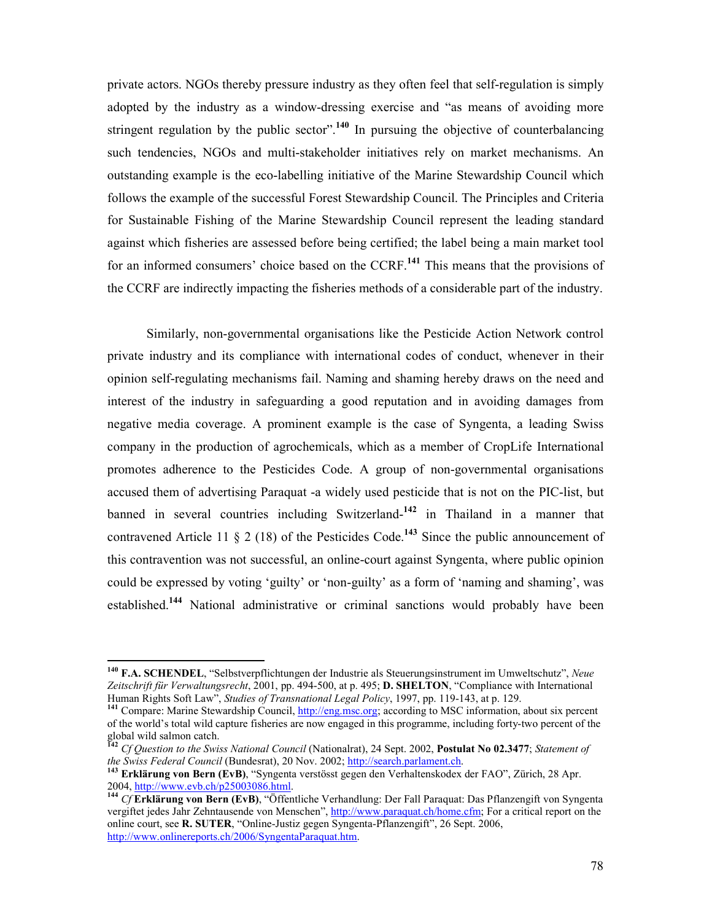private actors. NGOs thereby pressure industry as they often feel that self-regulation is simply adopted by the industry as a window-dressing exercise and "as means of avoiding more stringent regulation by the public sector".[140] In pursuing the objective of counterbalancing such tendencies, NGOs and multi-stakeholder initiatives rely on market mechanisms. An outstanding example is the eco-labelling initiative of the Marine Stewardship Council which follows the example of the successful Forest Stewardship Council. The Principles and Criteria for Sustainable Fishing of the Marine Stewardship Council represent the leading standard against which fisheries are assessed before being certified; the label being a main market tool for an informed consumers' choice based on the CCRF.[141] This means that the provisions of the CCRF are indirectly impacting the fisheries methods of a considerable part of the industry.

Similarly, non-governmental organisations like the Pesticide Action Network control private industry and its compliance with international codes of conduct, whenever in their opinion self-regulating mechanisms fail. Naming and shaming hereby draws on the need and interest of the industry in safeguarding a good reputation and in avoiding damages from negative media coverage. A prominent example is the case of Syngenta, a leading Swiss company in the production of agrochemicals, which as a member of CropLife International promotes adherence to the Pesticides Code. A group of non-governmental organisations accused them of advertising Paraquat -a widely used pesticide that is not on the PIC-list, but banned in several countries including Switzerland-[142] in Thailand in a manner that contravened Article 11 § 2 (18) of the Pesticides Code.[143] Since the public announcement of this contravention was not successful, an online-court against Syngenta, where public opinion could be expressed by voting 'guilty' or 'non-guilty' as a form of 'naming and shaming', was established.[144] National administrative or criminal sanctions would probably have been

---

[140] **F.A. SCHENDEL**, "Selbstverpflichtungen der Industrie als Steuerungsinstrument im Umweltschutz", *Neue Zeitschrift für Verwaltungsrecht*, 2001, pp. 494-500, at p. 495; **D. SHELTON**, "Compliance with International Human Rights Soft Law", *Studies of Transnational Legal Policy*, 1997, pp. 119-143, at p. 129.

[141] Compare: Marine Stewardship Council, http://eng.msc.org; according to MSC information, about six percent of the world's total wild capture fisheries are now engaged in this programme, including forty-two percent of the global wild salmon catch.

[142] *Cf Question to the Swiss National Council* (Nationalrat), 24 Sept. 2002, **Postulat No 02.3477**; *Statement of the Swiss Federal Council* (Bundesrat), 20 Nov. 2002; http://search.parlament.ch.

[143] **Erklärung von Bern (EvB)**, "Syngenta verstösst gegen den Verhaltenskodex der FAO", Zürich, 28 Apr. 2004, http://www.evb.ch/p25003086.html.

[144] *Cf* **Erklärung von Bern (EvB)**, "Öffentliche Verhandlung: Der Fall Paraquat: Das Pflanzengift von Syngenta vergiftet jedes Jahr Zehntausende von Menschen", http://www.paraquat.ch/home.cfm; For a critical report on the online court, see **R. SUTER**, "Online-Justiz gegen Syngenta-Pflanzengift", 26 Sept. 2006, http://www.onlinereports.ch/2006/SyngentaParaquat.htm.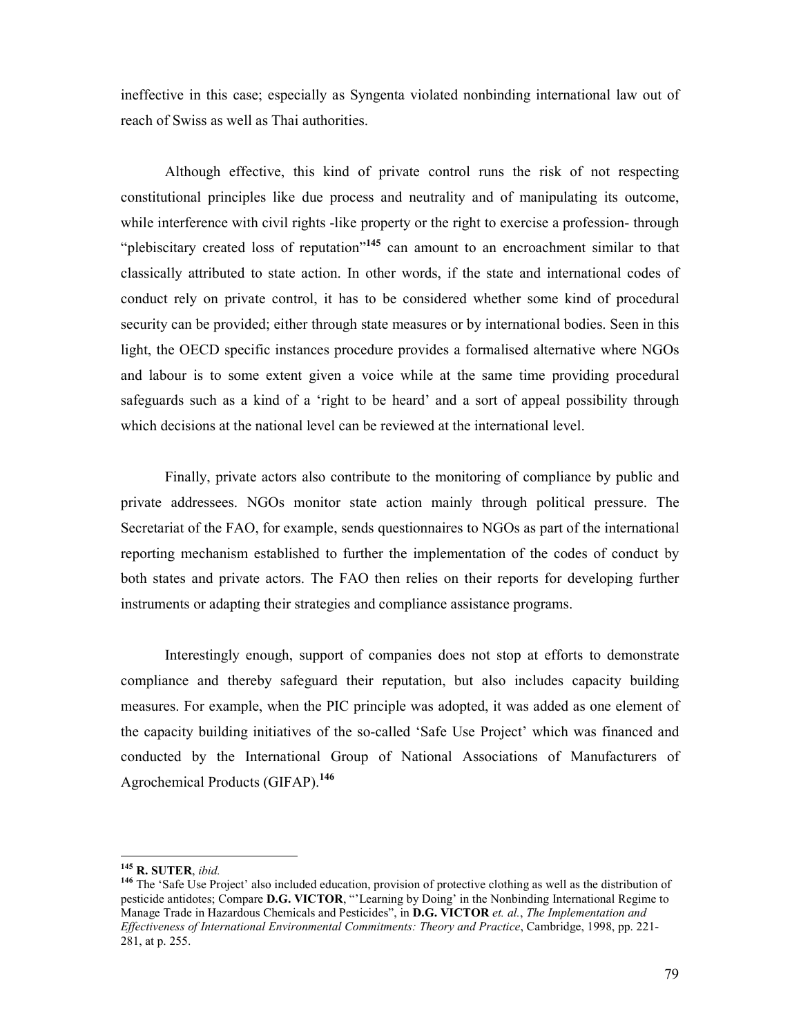ineffective in this case; especially as Syngenta violated nonbinding international law out of reach of Swiss as well as Thai authorities.

Although effective, this kind of private control runs the risk of not respecting constitutional principles like due process and neutrality and of manipulating its outcome, while interference with civil rights -like property or the right to exercise a profession- through "plebiscitary created loss of reputation"[145] can amount to an encroachment similar to that classically attributed to state action. In other words, if the state and international codes of conduct rely on private control, it has to be considered whether some kind of procedural security can be provided; either through state measures or by international bodies. Seen in this light, the OECD specific instances procedure provides a formalised alternative where NGOs and labour is to some extent given a voice while at the same time providing procedural safeguards such as a kind of a 'right to be heard' and a sort of appeal possibility through which decisions at the national level can be reviewed at the international level.

Finally, private actors also contribute to the monitoring of compliance by public and private addressees. NGOs monitor state action mainly through political pressure. The Secretariat of the FAO, for example, sends questionnaires to NGOs as part of the international reporting mechanism established to further the implementation of the codes of conduct by both states and private actors. The FAO then relies on their reports for developing further instruments or adapting their strategies and compliance assistance programs.

Interestingly enough, support of companies does not stop at efforts to demonstrate compliance and thereby safeguard their reputation, but also includes capacity building measures. For example, when the PIC principle was adopted, it was added as one element of the capacity building initiatives of the so-called 'Safe Use Project' which was financed and conducted by the International Group of National Associations of Manufacturers of Agrochemical Products (GIFAP).[146]

---

[145] **R. SUTER**, *ibid.*

[146] The 'Safe Use Project' also included education, provision of protective clothing as well as the distribution of pesticide antidotes; Compare **D.G. VICTOR**, "'Learning by Doing' in the Nonbinding International Regime to Manage Trade in Hazardous Chemicals and Pesticides", in **D.G. VICTOR** *et. al.*, *The Implementation and Effectiveness of International Environmental Commitments: Theory and Practice*, Cambridge, 1998, pp. 221-281, at p. 255.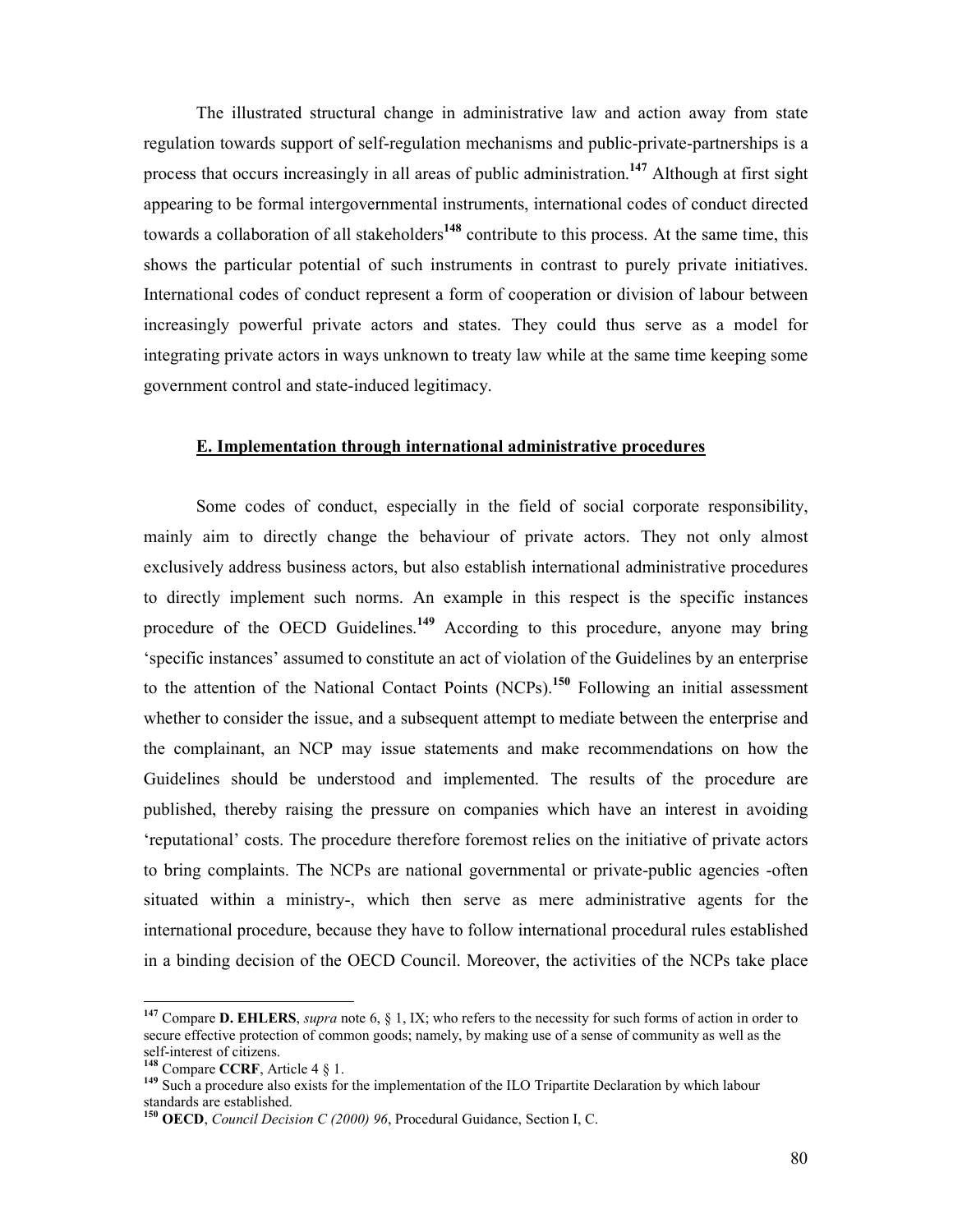The illustrated structural change in administrative law and action away from state regulation towards support of self-regulation mechanisms and public-private-partnerships is a process that occurs increasingly in all areas of public administration.[147] Although at first sight appearing to be formal intergovernmental instruments, international codes of conduct directed towards a collaboration of all stakeholders[148] contribute to this process. At the same time, this shows the particular potential of such instruments in contrast to purely private initiatives. International codes of conduct represent a form of cooperation or division of labour between increasingly powerful private actors and states. They could thus serve as a model for integrating private actors in ways unknown to treaty law while at the same time keeping some government control and state-induced legitimacy.

## E. Implementation through international administrative procedures

Some codes of conduct, especially in the field of social corporate responsibility, mainly aim to directly change the behaviour of private actors. They not only almost exclusively address business actors, but also establish international administrative procedures to directly implement such norms. An example in this respect is the specific instances procedure of the OECD Guidelines.[149] According to this procedure, anyone may bring 'specific instances' assumed to constitute an act of violation of the Guidelines by an enterprise to the attention of the National Contact Points (NCPs).[150] Following an initial assessment whether to consider the issue, and a subsequent attempt to mediate between the enterprise and the complainant, an NCP may issue statements and make recommendations on how the Guidelines should be understood and implemented. The results of the procedure are published, thereby raising the pressure on companies which have an interest in avoiding 'reputational' costs. The procedure therefore foremost relies on the initiative of private actors to bring complaints. The NCPs are national governmental or private-public agencies -often situated within a ministry-, which then serve as mere administrative agents for the international procedure, because they have to follow international procedural rules established in a binding decision of the OECD Council. Moreover, the activities of the NCPs take place

---

[147] Compare **D. EHLERS**, *supra* note 6, § 1, IX; who refers to the necessity for such forms of action in order to secure effective protection of common goods; namely, by making use of a sense of community as well as the self-interest of citizens.

[148] Compare **CCRF**, Article 4 § 1.

[149] Such a procedure also exists for the implementation of the ILO Tripartite Declaration by which labour standards are established.

[150] **OECD**, *Council Decision C (2000) 96*, Procedural Guidance, Section I, C.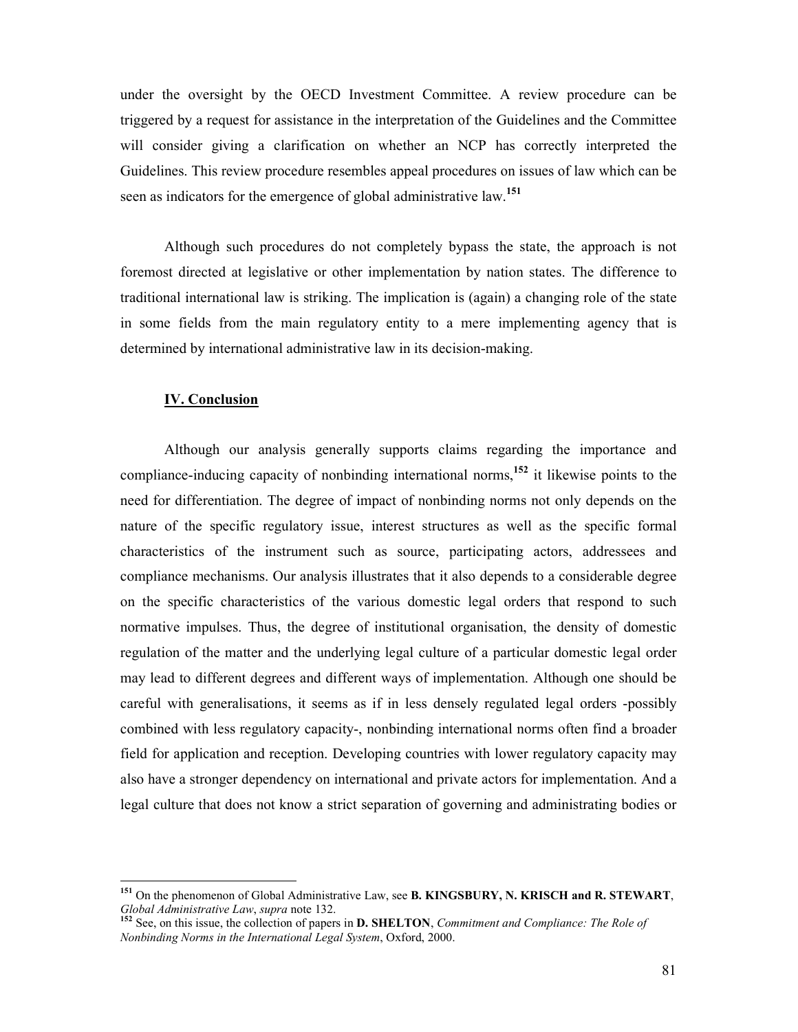under the oversight by the OECD Investment Committee. A review procedure can be triggered by a request for assistance in the interpretation of the Guidelines and the Committee will consider giving a clarification on whether an NCP has correctly interpreted the Guidelines. This review procedure resembles appeal procedures on issues of law which can be seen as indicators for the emergence of global administrative law.[151]

Although such procedures do not completely bypass the state, the approach is not foremost directed at legislative or other implementation by nation states. The difference to traditional international law is striking. The implication is (again) a changing role of the state in some fields from the main regulatory entity to a mere implementing agency that is determined by international administrative law in its decision-making.

## IV. Conclusion

Although our analysis generally supports claims regarding the importance and compliance-inducing capacity of nonbinding international norms,[152] it likewise points to the need for differentiation. The degree of impact of nonbinding norms not only depends on the nature of the specific regulatory issue, interest structures as well as the specific formal characteristics of the instrument such as source, participating actors, addressees and compliance mechanisms. Our analysis illustrates that it also depends to a considerable degree on the specific characteristics of the various domestic legal orders that respond to such normative impulses. Thus, the degree of institutional organisation, the density of domestic regulation of the matter and the underlying legal culture of a particular domestic legal order may lead to different degrees and different ways of implementation. Although one should be careful with generalisations, it seems as if in less densely regulated legal orders -possibly combined with less regulatory capacity-, nonbinding international norms often find a broader field for application and reception. Developing countries with lower regulatory capacity may also have a stronger dependency on international and private actors for implementation. And a legal culture that does not know a strict separation of governing and administrating bodies or

---

[151] On the phenomenon of Global Administrative Law, see **B. KINGSBURY, N. KRISCH and R. STEWART**, *Global Administrative Law*, *supra* note 132.

[152] See, on this issue, the collection of papers in **D. SHELTON**, *Commitment and Compliance: The Role of Nonbinding Norms in the International Legal System*, Oxford, 2000.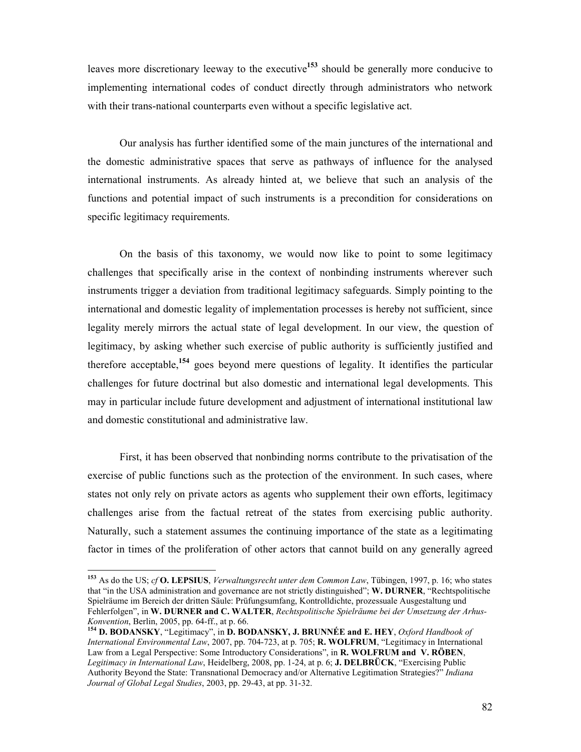leaves more discretionary leeway to the executive[153] should be generally more conducive to implementing international codes of conduct directly through administrators who network with their trans-national counterparts even without a specific legislative act.

Our analysis has further identified some of the main junctures of the international and the domestic administrative spaces that serve as pathways of influence for the analysed international instruments. As already hinted at, we believe that such an analysis of the functions and potential impact of such instruments is a precondition for considerations on specific legitimacy requirements.

On the basis of this taxonomy, we would now like to point to some legitimacy challenges that specifically arise in the context of nonbinding instruments wherever such instruments trigger a deviation from traditional legitimacy safeguards. Simply pointing to the international and domestic legality of implementation processes is hereby not sufficient, since legality merely mirrors the actual state of legal development. In our view, the question of legitimacy, by asking whether such exercise of public authority is sufficiently justified and therefore acceptable,[154] goes beyond mere questions of legality. It identifies the particular challenges for future doctrinal but also domestic and international legal developments. This may in particular include future development and adjustment of international institutional law and domestic constitutional and administrative law.

First, it has been observed that nonbinding norms contribute to the privatisation of the exercise of public functions such as the protection of the environment. In such cases, where states not only rely on private actors as agents who supplement their own efforts, legitimacy challenges arise from the factual retreat of the states from exercising public authority. Naturally, such a statement assumes the continuing importance of the state as a legitimating factor in times of the proliferation of other actors that cannot build on any generally agreed

---

[153] As do the US; *cf* **O. LEPSIUS**, *Verwaltungsrecht unter dem Common Law*, Tübingen, 1997, p. 16; who states that "in the USA administration and governance are not strictly distinguished"; **W. DURNER**, "Rechtspolitische Spielräume im Bereich der dritten Säule: Prüfungsumfang, Kontrolldichte, prozessuale Ausgestaltung und Fehlerfolgen", in **W. DURNER and C. WALTER**, *Rechtspolitische Spielräume bei der Umsetzung der Arhus-Konvention*, Berlin, 2005, pp. 64-ff., at p. 66.

[154] **D. BODANSKY**, "Legitimacy", in **D. BODANSKY, J. BRUNNÉE and E. HEY**, *Oxford Handbook of International Environmental Law*, 2007, pp. 704-723, at p. 705; **R. WOLFRUM**, "Legitimacy in International Law from a Legal Perspective: Some Introductory Considerations", in **R. WOLFRUM and V. RÖBEN**, *Legitimacy in International Law*, Heidelberg, 2008, pp. 1-24, at p. 6; **J. DELBRÜCK**, "Exercising Public Authority Beyond the State: Transnational Democracy and/or Alternative Legitimation Strategies?" *Indiana Journal of Global Legal Studies*, 2003, pp. 29-43, at pp. 31-32.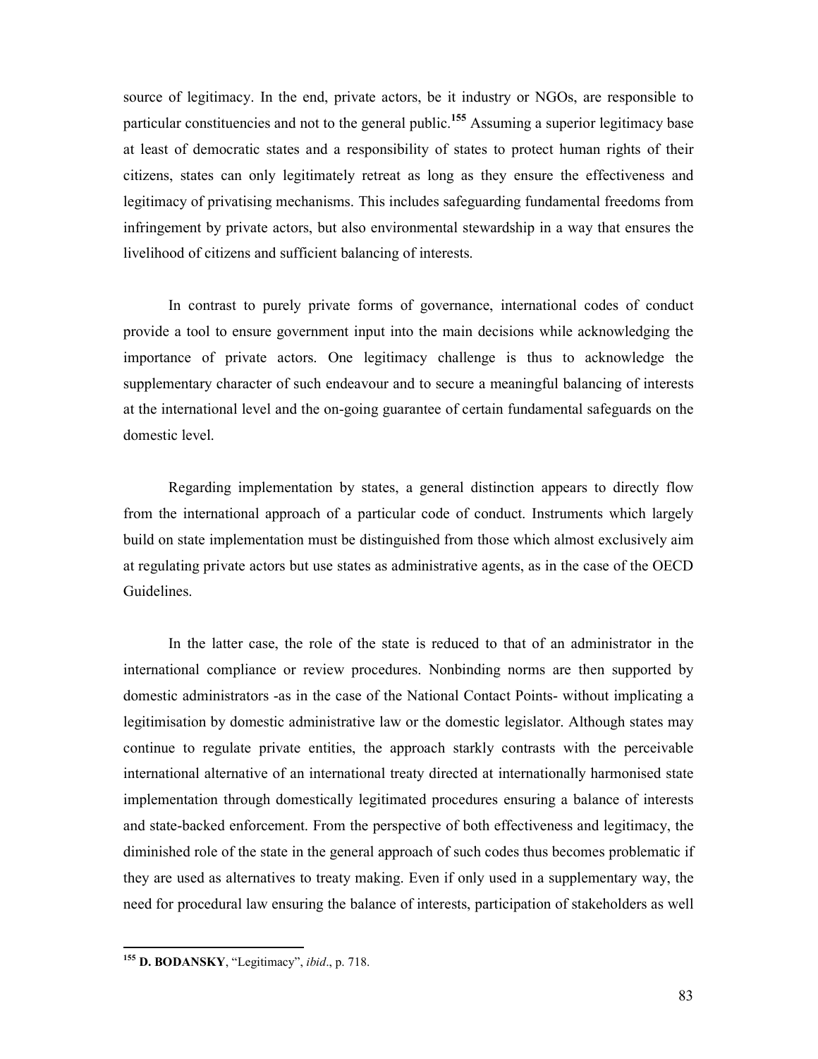source of legitimacy. In the end, private actors, be it industry or NGOs, are responsible to particular constituencies and not to the general public.[155] Assuming a superior legitimacy base at least of democratic states and a responsibility of states to protect human rights of their citizens, states can only legitimately retreat as long as they ensure the effectiveness and legitimacy of privatising mechanisms. This includes safeguarding fundamental freedoms from infringement by private actors, but also environmental stewardship in a way that ensures the livelihood of citizens and sufficient balancing of interests.

In contrast to purely private forms of governance, international codes of conduct provide a tool to ensure government input into the main decisions while acknowledging the importance of private actors. One legitimacy challenge is thus to acknowledge the supplementary character of such endeavour and to secure a meaningful balancing of interests at the international level and the on-going guarantee of certain fundamental safeguards on the domestic level.

Regarding implementation by states, a general distinction appears to directly flow from the international approach of a particular code of conduct. Instruments which largely build on state implementation must be distinguished from those which almost exclusively aim at regulating private actors but use states as administrative agents, as in the case of the OECD Guidelines.

In the latter case, the role of the state is reduced to that of an administrator in the international compliance or review procedures. Nonbinding norms are then supported by domestic administrators -as in the case of the National Contact Points- without implicating a legitimisation by domestic administrative law or the domestic legislator. Although states may continue to regulate private entities, the approach starkly contrasts with the perceivable international alternative of an international treaty directed at internationally harmonised state implementation through domestically legitimated procedures ensuring a balance of interests and state-backed enforcement. From the perspective of both effectiveness and legitimacy, the diminished role of the state in the general approach of such codes thus becomes problematic if they are used as alternatives to treaty making. Even if only used in a supplementary way, the need for procedural law ensuring the balance of interests, participation of stakeholders as well

[155] **D. BODANSKY**, "Legitimacy", *ibid*., p. 718.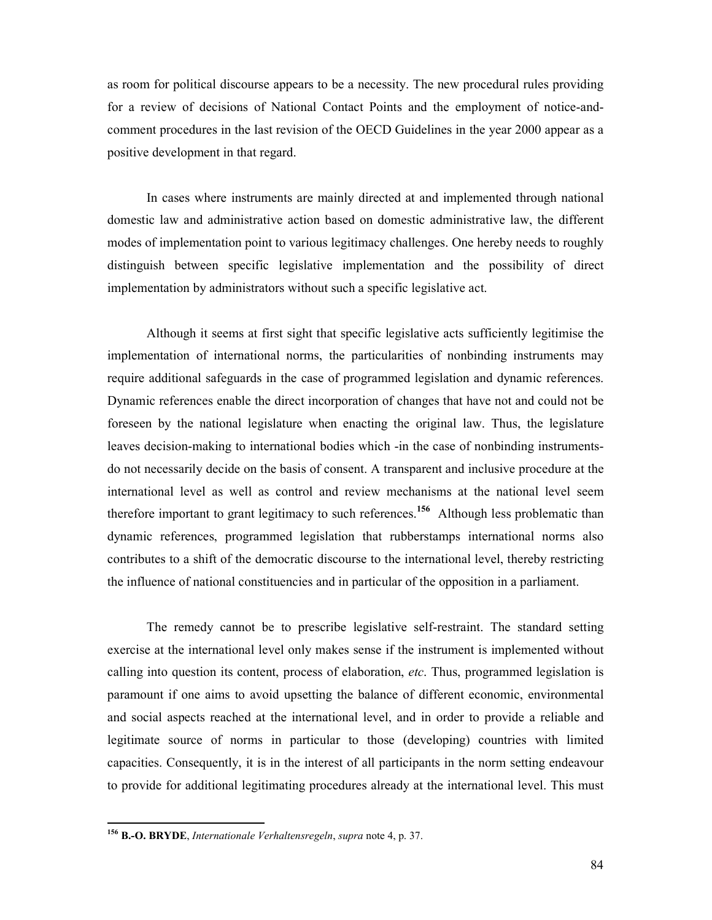as room for political discourse appears to be a necessity. The new procedural rules providing for a review of decisions of National Contact Points and the employment of notice-and-comment procedures in the last revision of the OECD Guidelines in the year 2000 appear as a positive development in that regard.

In cases where instruments are mainly directed at and implemented through national domestic law and administrative action based on domestic administrative law, the different modes of implementation point to various legitimacy challenges. One hereby needs to roughly distinguish between specific legislative implementation and the possibility of direct implementation by administrators without such a specific legislative act.

Although it seems at first sight that specific legislative acts sufficiently legitimise the implementation of international norms, the particularities of nonbinding instruments may require additional safeguards in the case of programmed legislation and dynamic references. Dynamic references enable the direct incorporation of changes that have not and could not be foreseen by the national legislature when enacting the original law. Thus, the legislature leaves decision-making to international bodies which -in the case of nonbinding instruments- do not necessarily decide on the basis of consent. A transparent and inclusive procedure at the international level as well as control and review mechanisms at the national level seem therefore important to grant legitimacy to such references.[156] Although less problematic than dynamic references, programmed legislation that rubberstamps international norms also contributes to a shift of the democratic discourse to the international level, thereby restricting the influence of national constituencies and in particular of the opposition in a parliament.

The remedy cannot be to prescribe legislative self-restraint. The standard setting exercise at the international level only makes sense if the instrument is implemented without calling into question its content, process of elaboration, *etc*. Thus, programmed legislation is paramount if one aims to avoid upsetting the balance of different economic, environmental and social aspects reached at the international level, and in order to provide a reliable and legitimate source of norms in particular to those (developing) countries with limited capacities. Consequently, it is in the interest of all participants in the norm setting endeavour to provide for additional legitimating procedures already at the international level. This must

---

[156] **B.-O. BRYDE**, *Internationale Verhaltensregeln*, *supra* note 4, p. 37.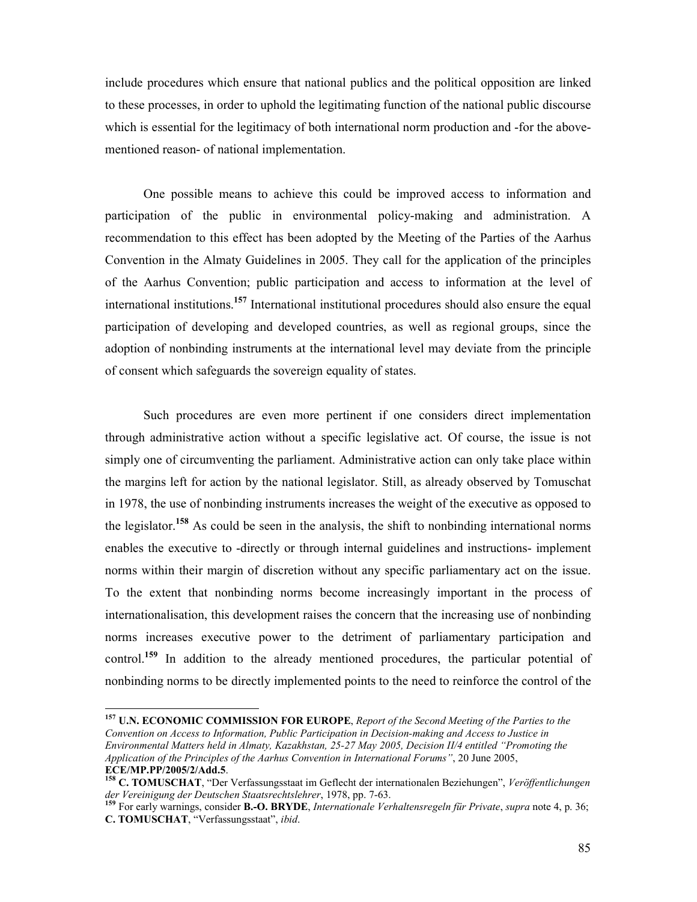include procedures which ensure that national publics and the political opposition are linked to these processes, in order to uphold the legitimating function of the national public discourse which is essential for the legitimacy of both international norm production and -for the above-mentioned reason- of national implementation.

One possible means to achieve this could be improved access to information and participation of the public in environmental policy-making and administration. A recommendation to this effect has been adopted by the Meeting of the Parties of the Aarhus Convention in the Almaty Guidelines in 2005. They call for the application of the principles of the Aarhus Convention; public participation and access to information at the level of international institutions.[157] International institutional procedures should also ensure the equal participation of developing and developed countries, as well as regional groups, since the adoption of nonbinding instruments at the international level may deviate from the principle of consent which safeguards the sovereign equality of states.

Such procedures are even more pertinent if one considers direct implementation through administrative action without a specific legislative act. Of course, the issue is not simply one of circumventing the parliament. Administrative action can only take place within the margins left for action by the national legislator. Still, as already observed by Tomuschat in 1978, the use of nonbinding instruments increases the weight of the executive as opposed to the legislator.[158] As could be seen in the analysis, the shift to nonbinding international norms enables the executive to -directly or through internal guidelines and instructions- implement norms within their margin of discretion without any specific parliamentary act on the issue. To the extent that nonbinding norms become increasingly important in the process of internationalisation, this development raises the concern that the increasing use of nonbinding norms increases executive power to the detriment of parliamentary participation and control.[159] In addition to the already mentioned procedures, the particular potential of nonbinding norms to be directly implemented points to the need to reinforce the control of the

---

[157] **U.N. ECONOMIC COMMISSION FOR EUROPE**, *Report of the Second Meeting of the Parties to the Convention on Access to Information, Public Participation in Decision-making and Access to Justice in Environmental Matters held in Almaty, Kazakhstan, 25-27 May 2005, Decision II/4 entitled "Promoting the Application of the Principles of the Aarhus Convention in International Forums"*, 20 June 2005, **ECE/MP.PP/2005/2/Add.5**.

[158] **C. TOMUSCHAT**, "Der Verfassungsstaat im Geflecht der internationalen Beziehungen", *Veröffentlichungen der Vereinigung der Deutschen Staatsrechtslehrer*, 1978, pp. 7-63.

[159] For early warnings, consider **B.-O. BRYDE**, *Internationale Verhaltensregeln für Private*, *supra* note 4, p. 36; **C. TOMUSCHAT**, "Verfassungsstaat", *ibid*.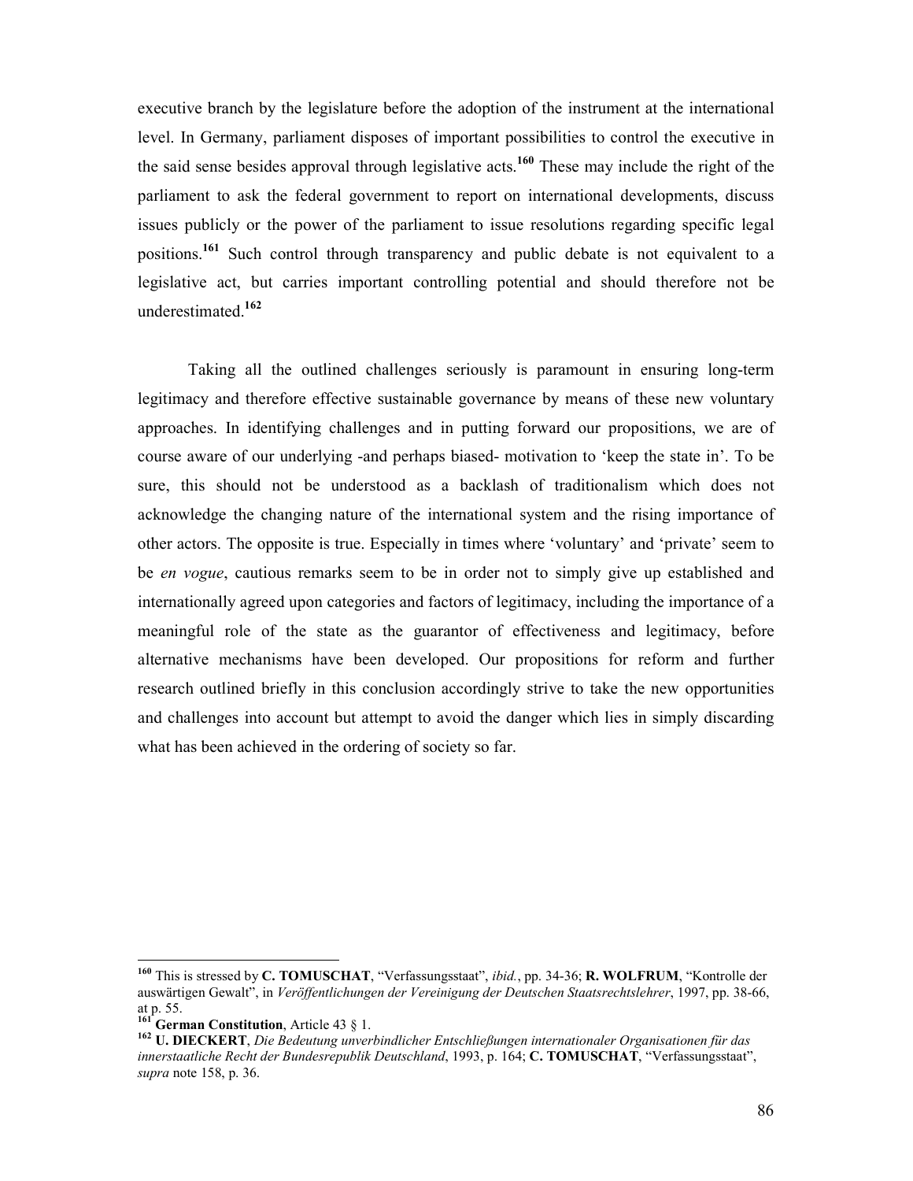executive branch by the legislature before the adoption of the instrument at the international level. In Germany, parliament disposes of important possibilities to control the executive in the said sense besides approval through legislative acts.[160] These may include the right of the parliament to ask the federal government to report on international developments, discuss issues publicly or the power of the parliament to issue resolutions regarding specific legal positions.[161] Such control through transparency and public debate is not equivalent to a legislative act, but carries important controlling potential and should therefore not be underestimated.[162]

Taking all the outlined challenges seriously is paramount in ensuring long-term legitimacy and therefore effective sustainable governance by means of these new voluntary approaches. In identifying challenges and in putting forward our propositions, we are of course aware of our underlying -and perhaps biased- motivation to 'keep the state in'. To be sure, this should not be understood as a backlash of traditionalism which does not acknowledge the changing nature of the international system and the rising importance of other actors. The opposite is true. Especially in times where 'voluntary' and 'private' seem to be *en vogue*, cautious remarks seem to be in order not to simply give up established and internationally agreed upon categories and factors of legitimacy, including the importance of a meaningful role of the state as the guarantor of effectiveness and legitimacy, before alternative mechanisms have been developed. Our propositions for reform and further research outlined briefly in this conclusion accordingly strive to take the new opportunities and challenges into account but attempt to avoid the danger which lies in simply discarding what has been achieved in the ordering of society so far.

---

[160] This is stressed by **C. TOMUSCHAT**, "Verfassungsstaat", *ibid.*, pp. 34-36; **R. WOLFRUM**, "Kontrolle der auswärtigen Gewalt", in *Veröffentlichungen der Vereinigung der Deutschen Staatsrechtslehrer*, 1997, pp. 38-66, at p. 55.

[161] **German Constitution**, Article 43 § 1.

[162] **U. DIECKERT**, *Die Bedeutung unverbindlicher Entschließungen internationaler Organisationen für das innerstaatliche Recht der Bundesrepublik Deutschland*, 1993, p. 164; **C. TOMUSCHAT**, "Verfassungsstaat", *supra* note 158, p. 36.